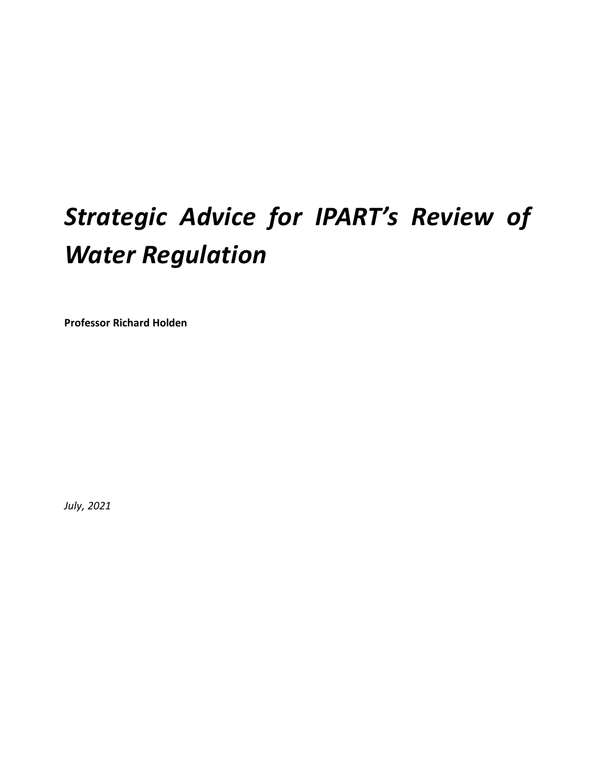# *Strategic Advice for IPART's Review of Water Regulation*

**Professor Richard Holden**

*July, 2021*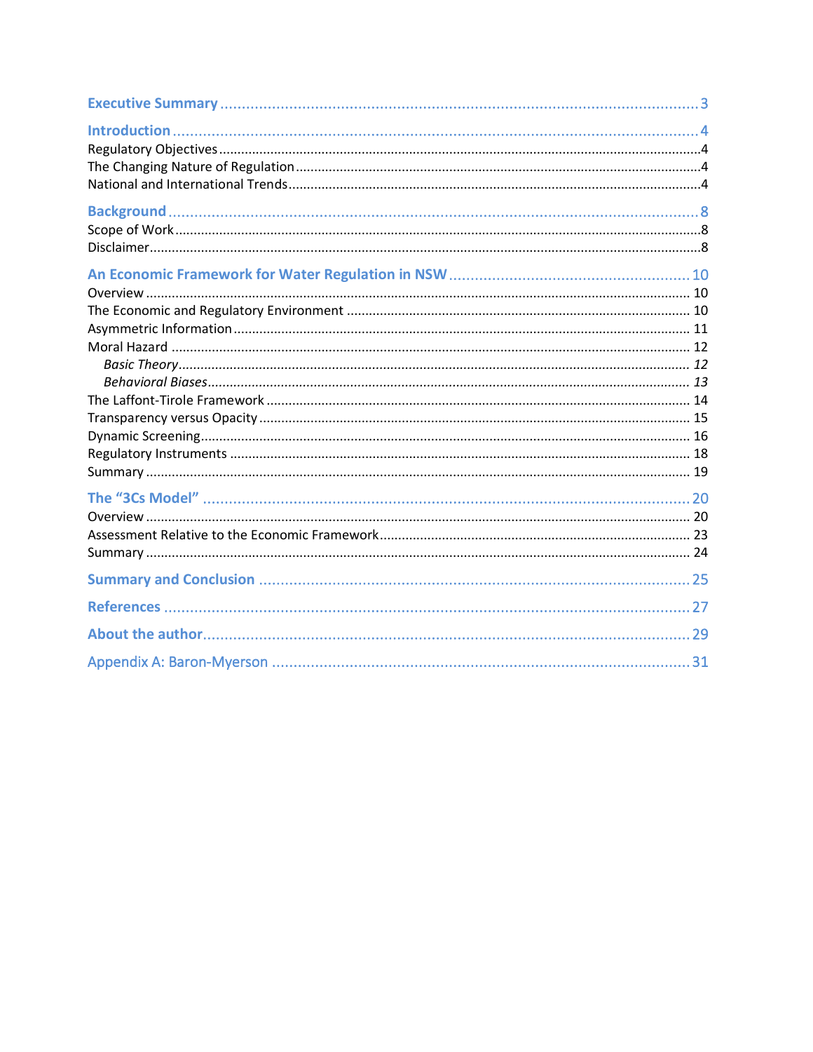**Executive Summary** ........ 3

**Introduction** ........ 4

Regulatory Objectives ........ 4

The Changing Nature of Regulation ........ 4

National and International Trends ........ 4

**Background** ........ 8

Scope of Work ........ 8

Disclaimer ........ 8

**An Economic Framework for Water Regulation in NSW** ........ 10

Overview ........ 10

The Economic and Regulatory Environment ........ 10

Asymmetric Information ........ 11

Moral Hazard ........ 12

*Basic Theory* ........ *12*

*Behavioral Biases* ........ *13*

The Laffont-Tirole Framework ........ 14

Transparency versus Opacity ........ 15

Dynamic Screening ........ 16

Regulatory Instruments ........ 18

Summary ........ 19

**The "3Cs Model"** ........ 20

Overview ........ 20

Assessment Relative to the Economic Framework ........ 23

Summary ........ 24

**Summary and Conclusion** ........ 25

**References** ........ 27

**About the author** ........ 29

Appendix A: Baron-Myerson ........ 31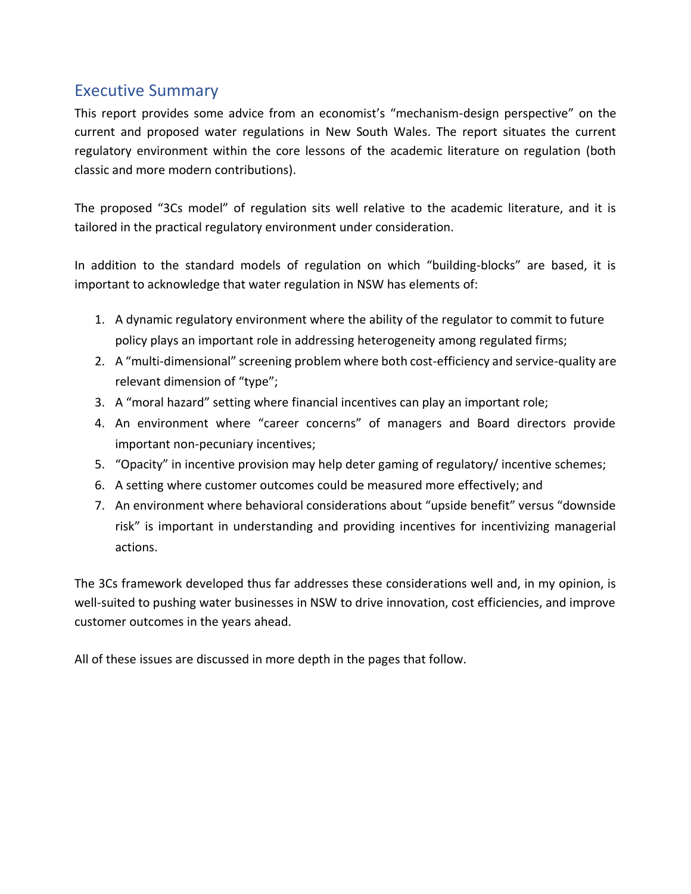## Executive Summary

This report provides some advice from an economist's "mechanism-design perspective" on the current and proposed water regulations in New South Wales. The report situates the current regulatory environment within the core lessons of the academic literature on regulation (both classic and more modern contributions).

The proposed "3Cs model" of regulation sits well relative to the academic literature, and it is tailored in the practical regulatory environment under consideration.

In addition to the standard models of regulation on which "building-blocks" are based, it is important to acknowledge that water regulation in NSW has elements of:

1. A dynamic regulatory environment where the ability of the regulator to commit to future policy plays an important role in addressing heterogeneity among regulated firms;
2. A "multi-dimensional" screening problem where both cost-efficiency and service-quality are relevant dimension of "type";
3. A "moral hazard" setting where financial incentives can play an important role;
4. An environment where "career concerns" of managers and Board directors provide important non-pecuniary incentives;
5. "Opacity" in incentive provision may help deter gaming of regulatory/ incentive schemes;
6. A setting where customer outcomes could be measured more effectively; and
7. An environment where behavioral considerations about "upside benefit" versus "downside risk" is important in understanding and providing incentives for incentivizing managerial actions.

The 3Cs framework developed thus far addresses these considerations well and, in my opinion, is well-suited to pushing water businesses in NSW to drive innovation, cost efficiencies, and improve customer outcomes in the years ahead.

All of these issues are discussed in more depth in the pages that follow.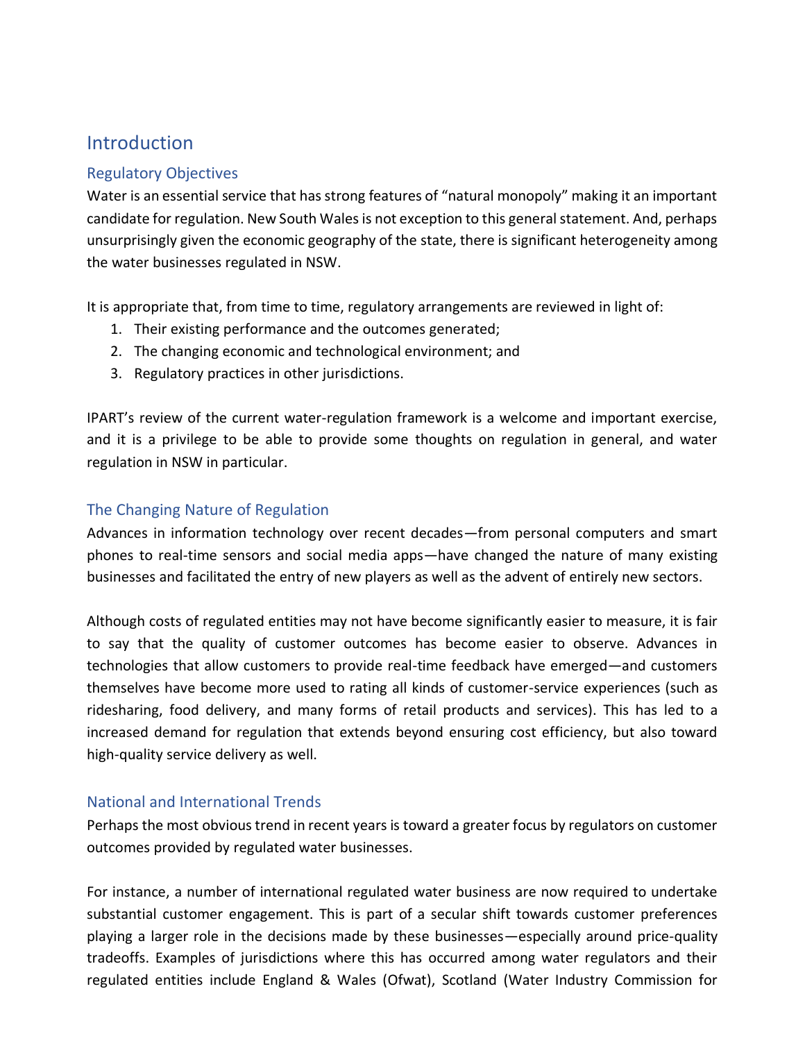# Introduction

## Regulatory Objectives

Water is an essential service that has strong features of "natural monopoly" making it an important candidate for regulation. New South Wales is not exception to this general statement. And, perhaps unsurprisingly given the economic geography of the state, there is significant heterogeneity among the water businesses regulated in NSW.

It is appropriate that, from time to time, regulatory arrangements are reviewed in light of:

1. Their existing performance and the outcomes generated;
2. The changing economic and technological environment; and
3. Regulatory practices in other jurisdictions.

IPART's review of the current water-regulation framework is a welcome and important exercise, and it is a privilege to be able to provide some thoughts on regulation in general, and water regulation in NSW in particular.

## The Changing Nature of Regulation

Advances in information technology over recent decades—from personal computers and smart phones to real-time sensors and social media apps—have changed the nature of many existing businesses and facilitated the entry of new players as well as the advent of entirely new sectors.

Although costs of regulated entities may not have become significantly easier to measure, it is fair to say that the quality of customer outcomes has become easier to observe. Advances in technologies that allow customers to provide real-time feedback have emerged—and customers themselves have become more used to rating all kinds of customer-service experiences (such as ridesharing, food delivery, and many forms of retail products and services). This has led to a increased demand for regulation that extends beyond ensuring cost efficiency, but also toward high-quality service delivery as well.

## National and International Trends

Perhaps the most obvious trend in recent years is toward a greater focus by regulators on customer outcomes provided by regulated water businesses.

For instance, a number of international regulated water business are now required to undertake substantial customer engagement. This is part of a secular shift towards customer preferences playing a larger role in the decisions made by these businesses—especially around price-quality tradeoffs. Examples of jurisdictions where this has occurred among water regulators and their regulated entities include England & Wales (Ofwat), Scotland (Water Industry Commission for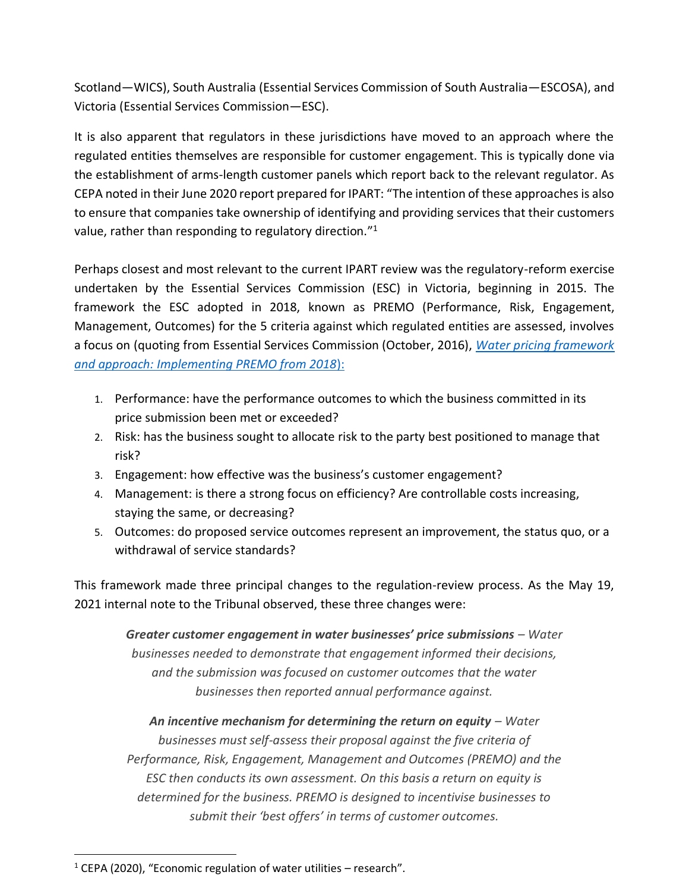Scotland—WICS), South Australia (Essential Services Commission of South Australia—ESCOSA), and Victoria (Essential Services Commission—ESC).

It is also apparent that regulators in these jurisdictions have moved to an approach where the regulated entities themselves are responsible for customer engagement. This is typically done via the establishment of arms-length customer panels which report back to the relevant regulator. As CEPA noted in their June 2020 report prepared for IPART: "The intention of these approaches is also to ensure that companies take ownership of identifying and providing services that their customers value, rather than responding to regulatory direction."[1]

Perhaps closest and most relevant to the current IPART review was the regulatory-reform exercise undertaken by the Essential Services Commission (ESC) in Victoria, beginning in 2015. The framework the ESC adopted in 2018, known as PREMO (Performance, Risk, Engagement, Management, Outcomes) for the 5 criteria against which regulated entities are assessed, involves a focus on (quoting from Essential Services Commission (October, 2016), *Water pricing framework and approach: Implementing PREMO from 2018*):

1. Performance: have the performance outcomes to which the business committed in its price submission been met or exceeded?
2. Risk: has the business sought to allocate risk to the party best positioned to manage that risk?
3. Engagement: how effective was the business's customer engagement?
4. Management: is there a strong focus on efficiency? Are controllable costs increasing, staying the same, or decreasing?
5. Outcomes: do proposed service outcomes represent an improvement, the status quo, or a withdrawal of service standards?

This framework made three principal changes to the regulation-review process. As the May 19, 2021 internal note to the Tribunal observed, these three changes were:

> ***Greater customer engagement in water businesses' price submissions*** *– Water businesses needed to demonstrate that engagement informed their decisions, and the submission was focused on customer outcomes that the water businesses then reported annual performance against.*
>
> ***An incentive mechanism for determining the return on equity*** *– Water businesses must self-assess their proposal against the five criteria of Performance, Risk, Engagement, Management and Outcomes (PREMO) and the ESC then conducts its own assessment. On this basis a return on equity is determined for the business. PREMO is designed to incentivise businesses to submit their 'best offers' in terms of customer outcomes.*

[1] CEPA (2020), "Economic regulation of water utilities – research".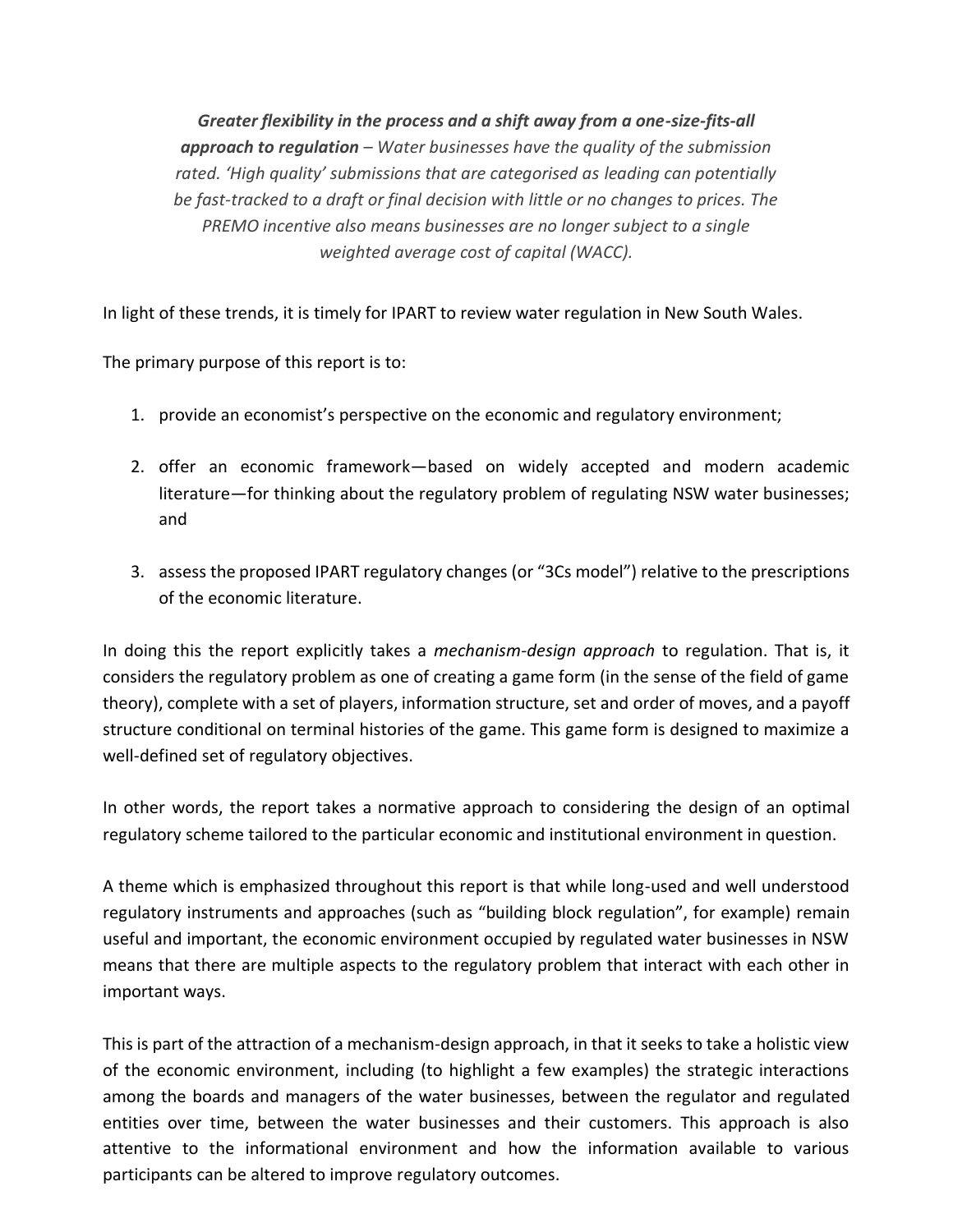***Greater flexibility in the process and a shift away from a one-size-fits-all approach to regulation*** *– Water businesses have the quality of the submission rated. 'High quality' submissions that are categorised as leading can potentially be fast-tracked to a draft or final decision with little or no changes to prices. The PREMO incentive also means businesses are no longer subject to a single weighted average cost of capital (WACC).*

In light of these trends, it is timely for IPART to review water regulation in New South Wales.

The primary purpose of this report is to:

1. provide an economist's perspective on the economic and regulatory environment;

2. offer an economic framework—based on widely accepted and modern academic literature—for thinking about the regulatory problem of regulating NSW water businesses; and

3. assess the proposed IPART regulatory changes (or "3Cs model") relative to the prescriptions of the economic literature.

In doing this the report explicitly takes a *mechanism-design approach* to regulation. That is, it considers the regulatory problem as one of creating a game form (in the sense of the field of game theory), complete with a set of players, information structure, set and order of moves, and a payoff structure conditional on terminal histories of the game. This game form is designed to maximize a well-defined set of regulatory objectives.

In other words, the report takes a normative approach to considering the design of an optimal regulatory scheme tailored to the particular economic and institutional environment in question.

A theme which is emphasized throughout this report is that while long-used and well understood regulatory instruments and approaches (such as "building block regulation", for example) remain useful and important, the economic environment occupied by regulated water businesses in NSW means that there are multiple aspects to the regulatory problem that interact with each other in important ways.

This is part of the attraction of a mechanism-design approach, in that it seeks to take a holistic view of the economic environment, including (to highlight a few examples) the strategic interactions among the boards and managers of the water businesses, between the regulator and regulated entities over time, between the water businesses and their customers. This approach is also attentive to the informational environment and how the information available to various participants can be altered to improve regulatory outcomes.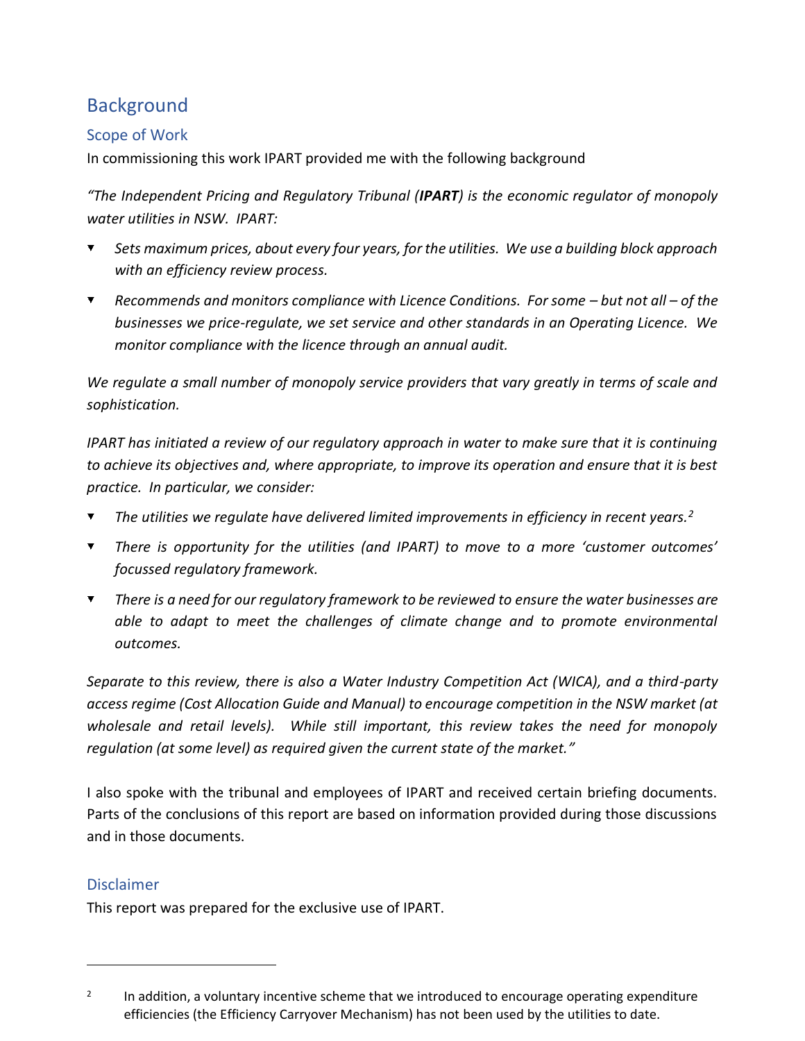## Background

### Scope of Work

In commissioning this work IPART provided me with the following background

*"The Independent Pricing and Regulatory Tribunal (**IPART**) is the economic regulator of monopoly water utilities in NSW. IPART:*

- *Sets maximum prices, about every four years, for the utilities. We use a building block approach with an efficiency review process.*
- *Recommends and monitors compliance with Licence Conditions. For some – but not all – of the businesses we price-regulate, we set service and other standards in an Operating Licence. We monitor compliance with the licence through an annual audit.*

*We regulate a small number of monopoly service providers that vary greatly in terms of scale and sophistication.*

*IPART has initiated a review of our regulatory approach in water to make sure that it is continuing to achieve its objectives and, where appropriate, to improve its operation and ensure that it is best practice. In particular, we consider:*

- *The utilities we regulate have delivered limited improvements in efficiency in recent years.*[2]
- *There is opportunity for the utilities (and IPART) to move to a more 'customer outcomes' focussed regulatory framework.*
- *There is a need for our regulatory framework to be reviewed to ensure the water businesses are able to adapt to meet the challenges of climate change and to promote environmental outcomes.*

*Separate to this review, there is also a Water Industry Competition Act (WICA), and a third-party access regime (Cost Allocation Guide and Manual) to encourage competition in the NSW market (at wholesale and retail levels). While still important, this review takes the need for monopoly regulation (at some level) as required given the current state of the market."*

I also spoke with the tribunal and employees of IPART and received certain briefing documents. Parts of the conclusions of this report are based on information provided during those discussions and in those documents.

### Disclaimer

This report was prepared for the exclusive use of IPART.

---

[2] In addition, a voluntary incentive scheme that we introduced to encourage operating expenditure efficiencies (the Efficiency Carryover Mechanism) has not been used by the utilities to date.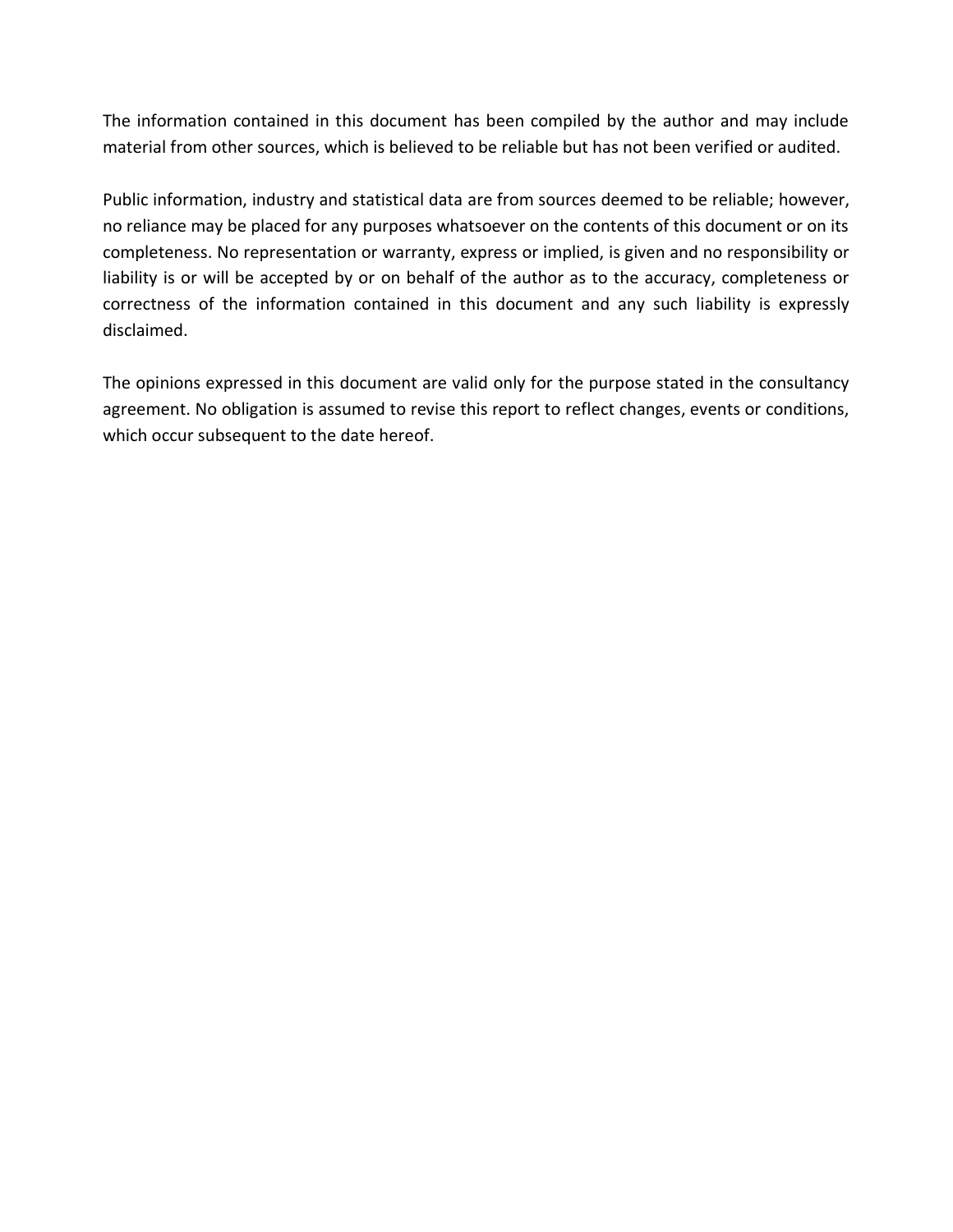The information contained in this document has been compiled by the author and may include material from other sources, which is believed to be reliable but has not been verified or audited.

Public information, industry and statistical data are from sources deemed to be reliable; however, no reliance may be placed for any purposes whatsoever on the contents of this document or on its completeness. No representation or warranty, express or implied, is given and no responsibility or liability is or will be accepted by or on behalf of the author as to the accuracy, completeness or correctness of the information contained in this document and any such liability is expressly disclaimed.

The opinions expressed in this document are valid only for the purpose stated in the consultancy agreement. No obligation is assumed to revise this report to reflect changes, events or conditions, which occur subsequent to the date hereof.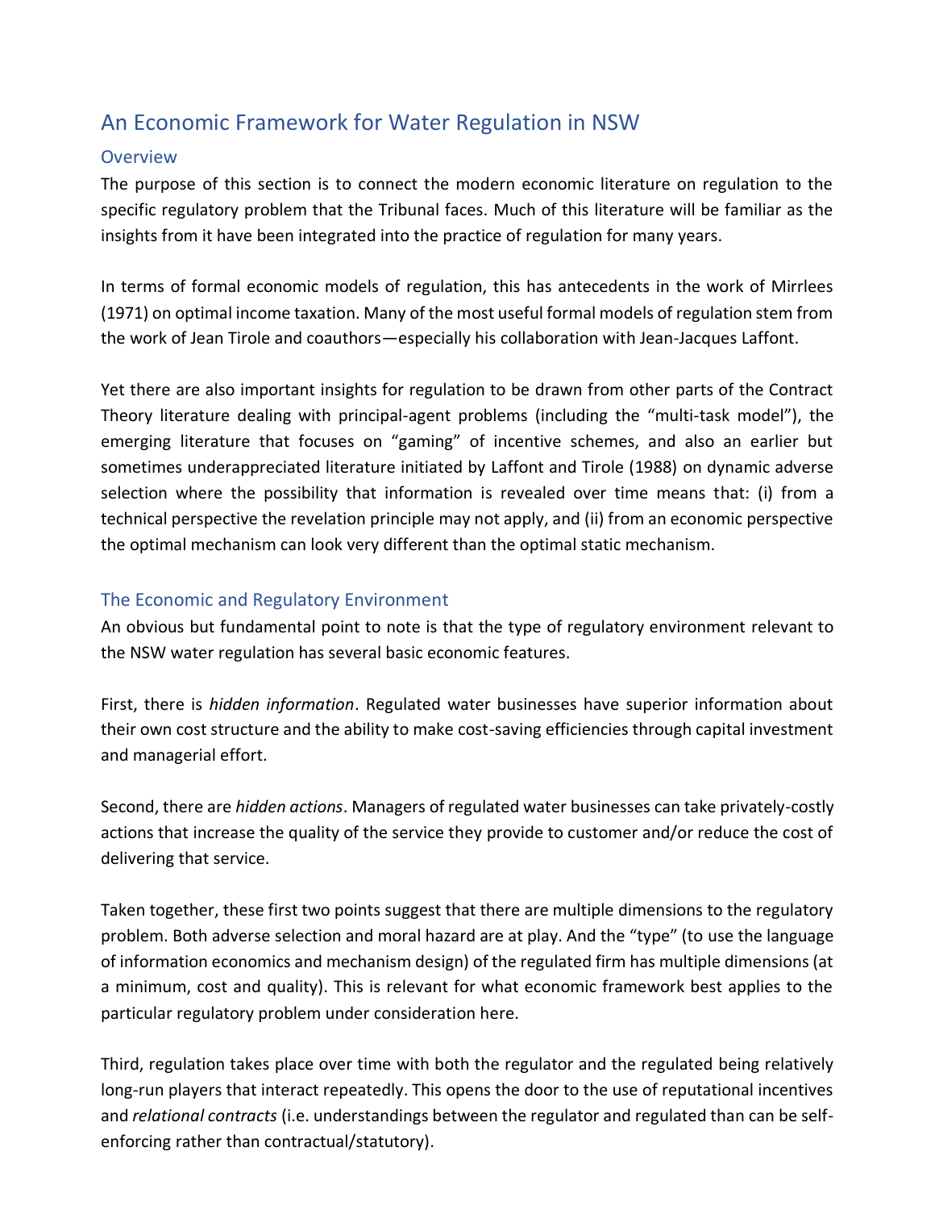# An Economic Framework for Water Regulation in NSW

## Overview

The purpose of this section is to connect the modern economic literature on regulation to the specific regulatory problem that the Tribunal faces. Much of this literature will be familiar as the insights from it have been integrated into the practice of regulation for many years.

In terms of formal economic models of regulation, this has antecedents in the work of Mirrlees (1971) on optimal income taxation. Many of the most useful formal models of regulation stem from the work of Jean Tirole and coauthors—especially his collaboration with Jean-Jacques Laffont.

Yet there are also important insights for regulation to be drawn from other parts of the Contract Theory literature dealing with principal-agent problems (including the "multi-task model"), the emerging literature that focuses on "gaming" of incentive schemes, and also an earlier but sometimes underappreciated literature initiated by Laffont and Tirole (1988) on dynamic adverse selection where the possibility that information is revealed over time means that: (i) from a technical perspective the revelation principle may not apply, and (ii) from an economic perspective the optimal mechanism can look very different than the optimal static mechanism.

## The Economic and Regulatory Environment

An obvious but fundamental point to note is that the type of regulatory environment relevant to the NSW water regulation has several basic economic features.

First, there is *hidden information*. Regulated water businesses have superior information about their own cost structure and the ability to make cost-saving efficiencies through capital investment and managerial effort.

Second, there are *hidden actions*. Managers of regulated water businesses can take privately-costly actions that increase the quality of the service they provide to customer and/or reduce the cost of delivering that service.

Taken together, these first two points suggest that there are multiple dimensions to the regulatory problem. Both adverse selection and moral hazard are at play. And the "type" (to use the language of information economics and mechanism design) of the regulated firm has multiple dimensions (at a minimum, cost and quality). This is relevant for what economic framework best applies to the particular regulatory problem under consideration here.

Third, regulation takes place over time with both the regulator and the regulated being relatively long-run players that interact repeatedly. This opens the door to the use of reputational incentives and *relational contracts* (i.e. understandings between the regulator and regulated than can be self-enforcing rather than contractual/statutory).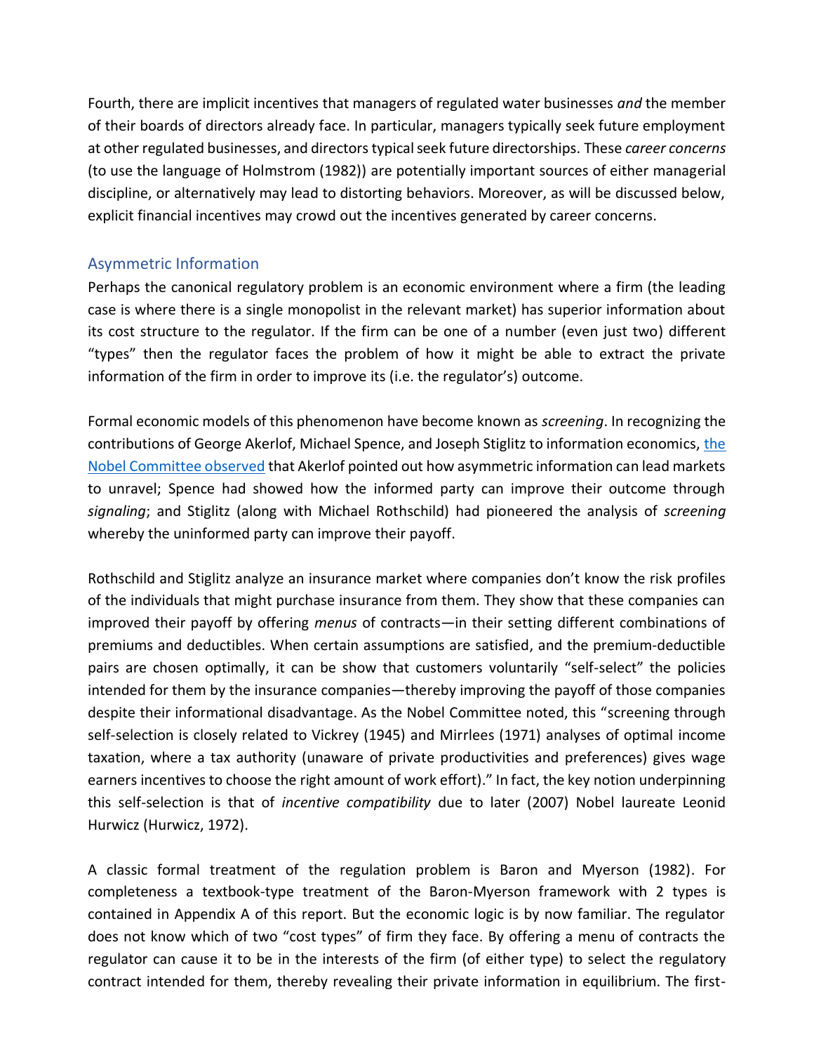Fourth, there are implicit incentives that managers of regulated water businesses *and* the member of their boards of directors already face. In particular, managers typically seek future employment at other regulated businesses, and directors typical seek future directorships. These *career concerns* (to use the language of Holmstrom (1982)) are potentially important sources of either managerial discipline, or alternatively may lead to distorting behaviors. Moreover, as will be discussed below, explicit financial incentives may crowd out the incentives generated by career concerns.

## Asymmetric Information

Perhaps the canonical regulatory problem is an economic environment where a firm (the leading case is where there is a single monopolist in the relevant market) has superior information about its cost structure to the regulator. If the firm can be one of a number (even just two) different "types" then the regulator faces the problem of how it might be able to extract the private information of the firm in order to improve its (i.e. the regulator's) outcome.

Formal economic models of this phenomenon have become known as *screening*. In recognizing the contributions of George Akerlof, Michael Spence, and Joseph Stiglitz to information economics, the Nobel Committee observed that Akerlof pointed out how asymmetric information can lead markets to unravel; Spence had showed how the informed party can improve their outcome through *signaling*; and Stiglitz (along with Michael Rothschild) had pioneered the analysis of *screening* whereby the uninformed party can improve their payoff.

Rothschild and Stiglitz analyze an insurance market where companies don't know the risk profiles of the individuals that might purchase insurance from them. They show that these companies can improved their payoff by offering *menus* of contracts—in their setting different combinations of premiums and deductibles. When certain assumptions are satisfied, and the premium-deductible pairs are chosen optimally, it can be show that customers voluntarily "self-select" the policies intended for them by the insurance companies—thereby improving the payoff of those companies despite their informational disadvantage. As the Nobel Committee noted, this "screening through self-selection is closely related to Vickrey (1945) and Mirrlees (1971) analyses of optimal income taxation, where a tax authority (unaware of private productivities and preferences) gives wage earners incentives to choose the right amount of work effort)." In fact, the key notion underpinning this self-selection is that of *incentive compatibility* due to later (2007) Nobel laureate Leonid Hurwicz (Hurwicz, 1972).

A classic formal treatment of the regulation problem is Baron and Myerson (1982). For completeness a textbook-type treatment of the Baron-Myerson framework with 2 types is contained in Appendix A of this report. But the economic logic is by now familiar. The regulator does not know which of two "cost types" of firm they face. By offering a menu of contracts the regulator can cause it to be in the interests of the firm (of either type) to select the regulatory contract intended for them, thereby revealing their private information in equilibrium. The first-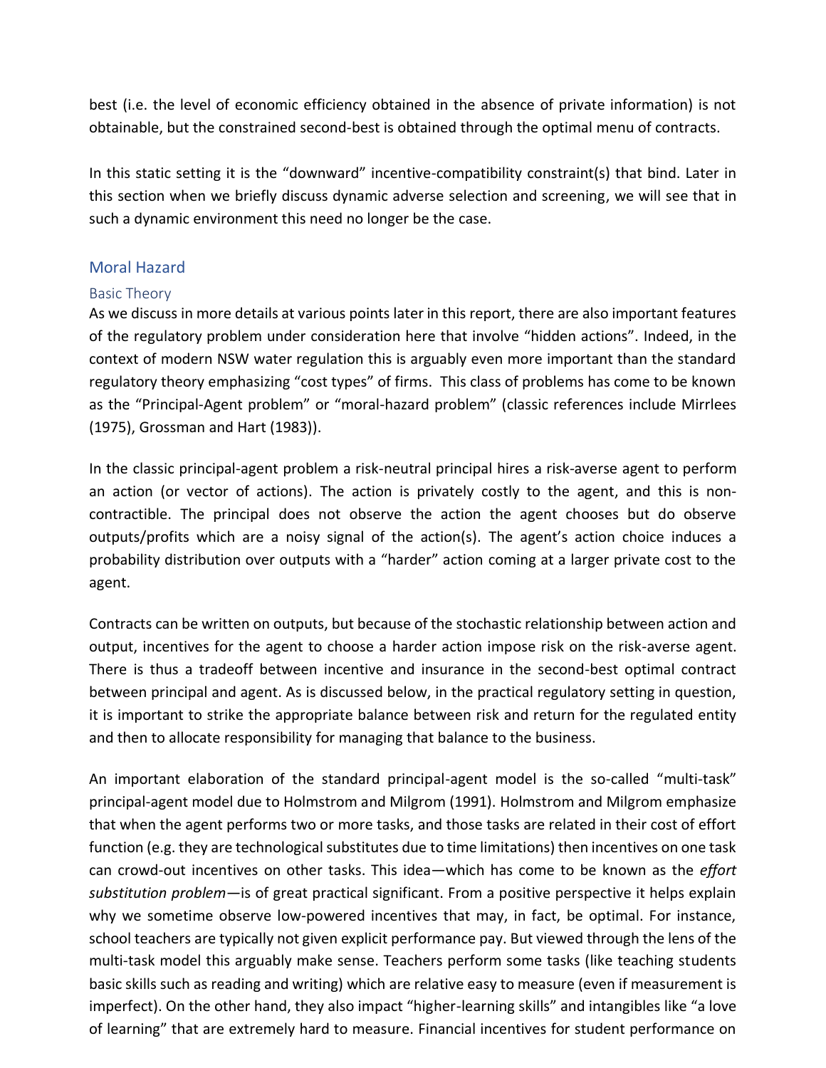best (i.e. the level of economic efficiency obtained in the absence of private information) is not obtainable, but the constrained second-best is obtained through the optimal menu of contracts.

In this static setting it is the "downward" incentive-compatibility constraint(s) that bind. Later in this section when we briefly discuss dynamic adverse selection and screening, we will see that in such a dynamic environment this need no longer be the case.

## Moral Hazard

### Basic Theory

As we discuss in more details at various points later in this report, there are also important features of the regulatory problem under consideration here that involve "hidden actions". Indeed, in the context of modern NSW water regulation this is arguably even more important than the standard regulatory theory emphasizing "cost types" of firms. This class of problems has come to be known as the "Principal-Agent problem" or "moral-hazard problem" (classic references include Mirrlees (1975), Grossman and Hart (1983)).

In the classic principal-agent problem a risk-neutral principal hires a risk-averse agent to perform an action (or vector of actions). The action is privately costly to the agent, and this is non-contractible. The principal does not observe the action the agent chooses but do observe outputs/profits which are a noisy signal of the action(s). The agent's action choice induces a probability distribution over outputs with a "harder" action coming at a larger private cost to the agent.

Contracts can be written on outputs, but because of the stochastic relationship between action and output, incentives for the agent to choose a harder action impose risk on the risk-averse agent. There is thus a tradeoff between incentive and insurance in the second-best optimal contract between principal and agent. As is discussed below, in the practical regulatory setting in question, it is important to strike the appropriate balance between risk and return for the regulated entity and then to allocate responsibility for managing that balance to the business.

An important elaboration of the standard principal-agent model is the so-called "multi-task" principal-agent model due to Holmstrom and Milgrom (1991). Holmstrom and Milgrom emphasize that when the agent performs two or more tasks, and those tasks are related in their cost of effort function (e.g. they are technological substitutes due to time limitations) then incentives on one task can crowd-out incentives on other tasks. This idea—which has come to be known as the *effort substitution problem*—is of great practical significant. From a positive perspective it helps explain why we sometime observe low-powered incentives that may, in fact, be optimal. For instance, school teachers are typically not given explicit performance pay. But viewed through the lens of the multi-task model this arguably make sense. Teachers perform some tasks (like teaching students basic skills such as reading and writing) which are relative easy to measure (even if measurement is imperfect). On the other hand, they also impact "higher-learning skills" and intangibles like "a love of learning" that are extremely hard to measure. Financial incentives for student performance on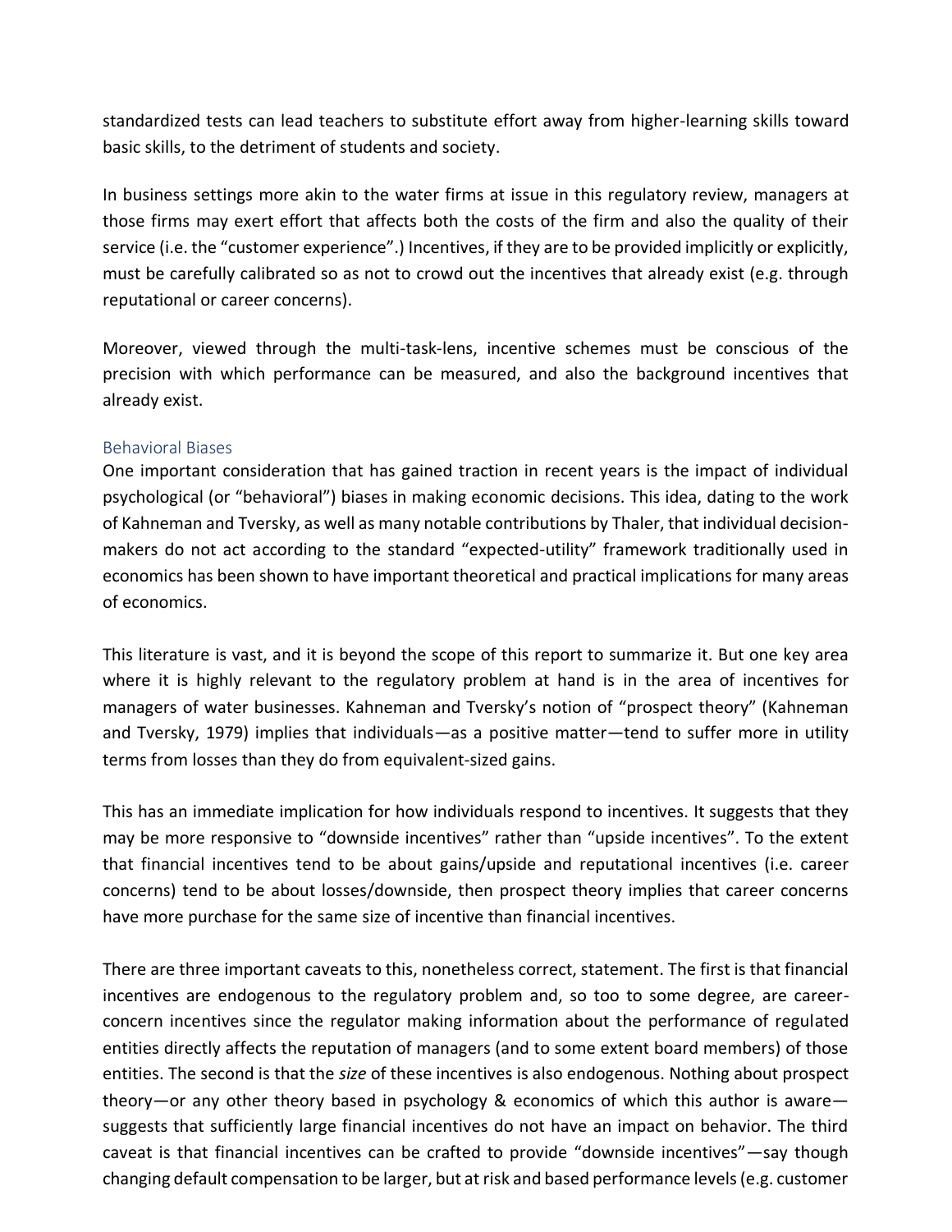standardized tests can lead teachers to substitute effort away from higher-learning skills toward basic skills, to the detriment of students and society.

In business settings more akin to the water firms at issue in this regulatory review, managers at those firms may exert effort that affects both the costs of the firm and also the quality of their service (i.e. the "customer experience".) Incentives, if they are to be provided implicitly or explicitly, must be carefully calibrated so as not to crowd out the incentives that already exist (e.g. through reputational or career concerns).

Moreover, viewed through the multi-task-lens, incentive schemes must be conscious of the precision with which performance can be measured, and also the background incentives that already exist.

### Behavioral Biases

One important consideration that has gained traction in recent years is the impact of individual psychological (or "behavioral") biases in making economic decisions. This idea, dating to the work of Kahneman and Tversky, as well as many notable contributions by Thaler, that individual decision-makers do not act according to the standard "expected-utility" framework traditionally used in economics has been shown to have important theoretical and practical implications for many areas of economics.

This literature is vast, and it is beyond the scope of this report to summarize it. But one key area where it is highly relevant to the regulatory problem at hand is in the area of incentives for managers of water businesses. Kahneman and Tversky's notion of "prospect theory" (Kahneman and Tversky, 1979) implies that individuals—as a positive matter—tend to suffer more in utility terms from losses than they do from equivalent-sized gains.

This has an immediate implication for how individuals respond to incentives. It suggests that they may be more responsive to "downside incentives" rather than "upside incentives". To the extent that financial incentives tend to be about gains/upside and reputational incentives (i.e. career concerns) tend to be about losses/downside, then prospect theory implies that career concerns have more purchase for the same size of incentive than financial incentives.

There are three important caveats to this, nonetheless correct, statement. The first is that financial incentives are endogenous to the regulatory problem and, so too to some degree, are career-concern incentives since the regulator making information about the performance of regulated entities directly affects the reputation of managers (and to some extent board members) of those entities. The second is that the *size* of these incentives is also endogenous. Nothing about prospect theory—or any other theory based in psychology & economics of which this author is aware—suggests that sufficiently large financial incentives do not have an impact on behavior. The third caveat is that financial incentives can be crafted to provide "downside incentives"—say though changing default compensation to be larger, but at risk and based performance levels (e.g. customer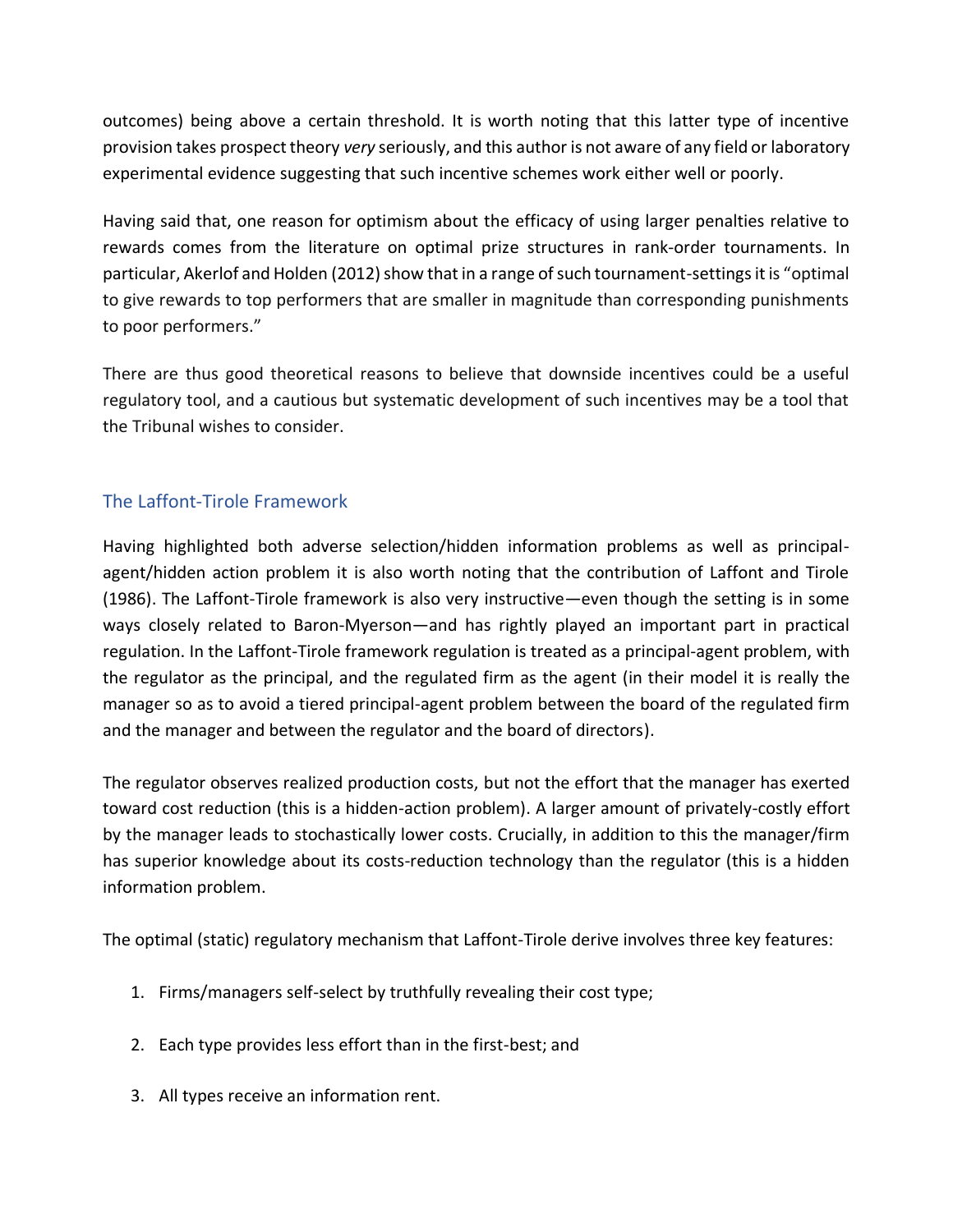outcomes) being above a certain threshold. It is worth noting that this latter type of incentive provision takes prospect theory *very* seriously, and this author is not aware of any field or laboratory experimental evidence suggesting that such incentive schemes work either well or poorly.

Having said that, one reason for optimism about the efficacy of using larger penalties relative to rewards comes from the literature on optimal prize structures in rank-order tournaments. In particular, Akerlof and Holden (2012) show that in a range of such tournament-settings it is "optimal to give rewards to top performers that are smaller in magnitude than corresponding punishments to poor performers."

There are thus good theoretical reasons to believe that downside incentives could be a useful regulatory tool, and a cautious but systematic development of such incentives may be a tool that the Tribunal wishes to consider.

## The Laffont-Tirole Framework

Having highlighted both adverse selection/hidden information problems as well as principal-agent/hidden action problem it is also worth noting that the contribution of Laffont and Tirole (1986). The Laffont-Tirole framework is also very instructive—even though the setting is in some ways closely related to Baron-Myerson—and has rightly played an important part in practical regulation. In the Laffont-Tirole framework regulation is treated as a principal-agent problem, with the regulator as the principal, and the regulated firm as the agent (in their model it is really the manager so as to avoid a tiered principal-agent problem between the board of the regulated firm and the manager and between the regulator and the board of directors).

The regulator observes realized production costs, but not the effort that the manager has exerted toward cost reduction (this is a hidden-action problem). A larger amount of privately-costly effort by the manager leads to stochastically lower costs. Crucially, in addition to this the manager/firm has superior knowledge about its costs-reduction technology than the regulator (this is a hidden information problem.

The optimal (static) regulatory mechanism that Laffont-Tirole derive involves three key features:

1. Firms/managers self-select by truthfully revealing their cost type;
2. Each type provides less effort than in the first-best; and
3. All types receive an information rent.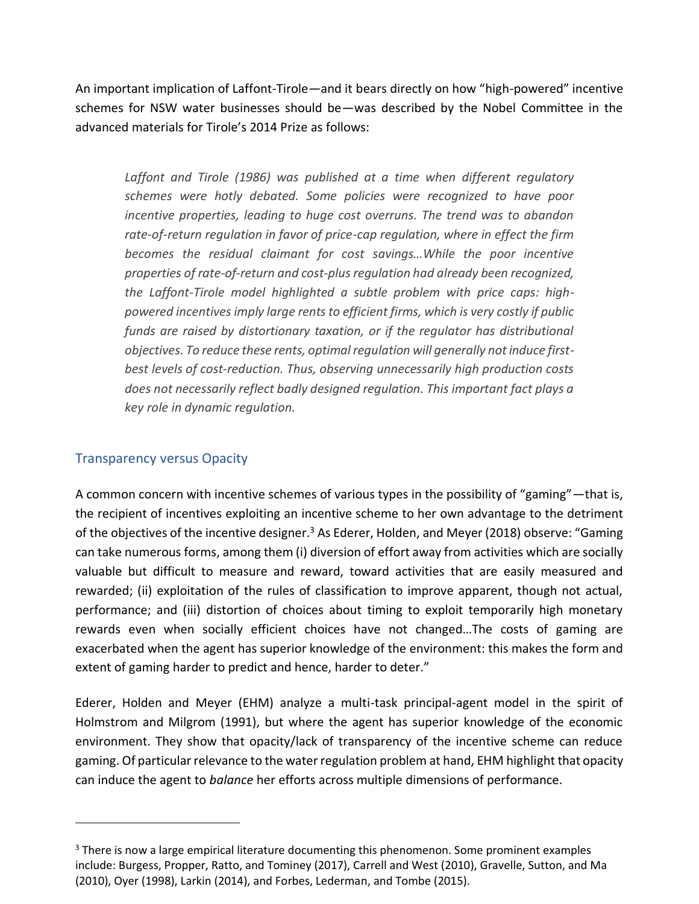An important implication of Laffont-Tirole—and it bears directly on how "high-powered" incentive schemes for NSW water businesses should be—was described by the Nobel Committee in the advanced materials for Tirole's 2014 Prize as follows:

> *Laffont and Tirole (1986) was published at a time when different regulatory schemes were hotly debated. Some policies were recognized to have poor incentive properties, leading to huge cost overruns. The trend was to abandon rate-of-return regulation in favor of price-cap regulation, where in effect the firm becomes the residual claimant for cost savings…While the poor incentive properties of rate-of-return and cost-plus regulation had already been recognized, the Laffont-Tirole model highlighted a subtle problem with price caps: high-powered incentives imply large rents to efficient firms, which is very costly if public funds are raised by distortionary taxation, or if the regulator has distributional objectives. To reduce these rents, optimal regulation will generally not induce first-best levels of cost-reduction. Thus, observing unnecessarily high production costs does not necessarily reflect badly designed regulation. This important fact plays a key role in dynamic regulation.*

## Transparency versus Opacity

A common concern with incentive schemes of various types in the possibility of "gaming"—that is, the recipient of incentives exploiting an incentive scheme to her own advantage to the detriment of the objectives of the incentive designer.[3] As Ederer, Holden, and Meyer (2018) observe: "Gaming can take numerous forms, among them (i) diversion of effort away from activities which are socially valuable but difficult to measure and reward, toward activities that are easily measured and rewarded; (ii) exploitation of the rules of classification to improve apparent, though not actual, performance; and (iii) distortion of choices about timing to exploit temporarily high monetary rewards even when socially efficient choices have not changed…The costs of gaming are exacerbated when the agent has superior knowledge of the environment: this makes the form and extent of gaming harder to predict and hence, harder to deter."

Ederer, Holden and Meyer (EHM) analyze a multi-task principal-agent model in the spirit of Holmstrom and Milgrom (1991), but where the agent has superior knowledge of the economic environment. They show that opacity/lack of transparency of the incentive scheme can reduce gaming. Of particular relevance to the water regulation problem at hand, EHM highlight that opacity can induce the agent to *balance* her efforts across multiple dimensions of performance.

---

[3] There is now a large empirical literature documenting this phenomenon. Some prominent examples include: Burgess, Propper, Ratto, and Tominey (2017), Carrell and West (2010), Gravelle, Sutton, and Ma (2010), Oyer (1998), Larkin (2014), and Forbes, Lederman, and Tombe (2015).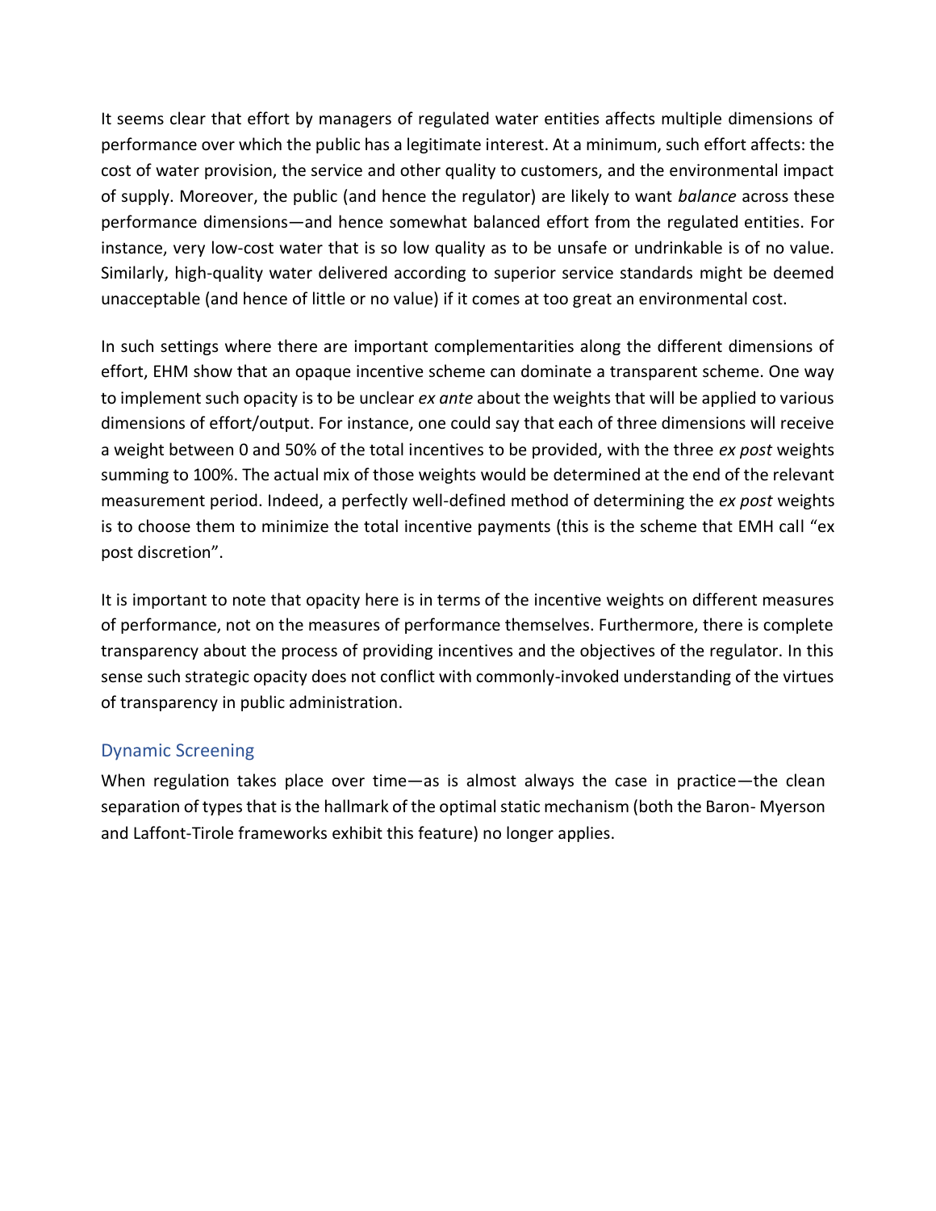It seems clear that effort by managers of regulated water entities affects multiple dimensions of performance over which the public has a legitimate interest. At a minimum, such effort affects: the cost of water provision, the service and other quality to customers, and the environmental impact of supply. Moreover, the public (and hence the regulator) are likely to want *balance* across these performance dimensions—and hence somewhat balanced effort from the regulated entities. For instance, very low-cost water that is so low quality as to be unsafe or undrinkable is of no value. Similarly, high-quality water delivered according to superior service standards might be deemed unacceptable (and hence of little or no value) if it comes at too great an environmental cost.

In such settings where there are important complementarities along the different dimensions of effort, EHM show that an opaque incentive scheme can dominate a transparent scheme. One way to implement such opacity is to be unclear *ex ante* about the weights that will be applied to various dimensions of effort/output. For instance, one could say that each of three dimensions will receive a weight between 0 and 50% of the total incentives to be provided, with the three *ex post* weights summing to 100%. The actual mix of those weights would be determined at the end of the relevant measurement period. Indeed, a perfectly well-defined method of determining the *ex post* weights is to choose them to minimize the total incentive payments (this is the scheme that EMH call "ex post discretion".

It is important to note that opacity here is in terms of the incentive weights on different measures of performance, not on the measures of performance themselves. Furthermore, there is complete transparency about the process of providing incentives and the objectives of the regulator. In this sense such strategic opacity does not conflict with commonly-invoked understanding of the virtues of transparency in public administration.

## Dynamic Screening

When regulation takes place over time—as is almost always the case in practice—the clean separation of types that is the hallmark of the optimal static mechanism (both the Baron- Myerson and Laffont-Tirole frameworks exhibit this feature) no longer applies.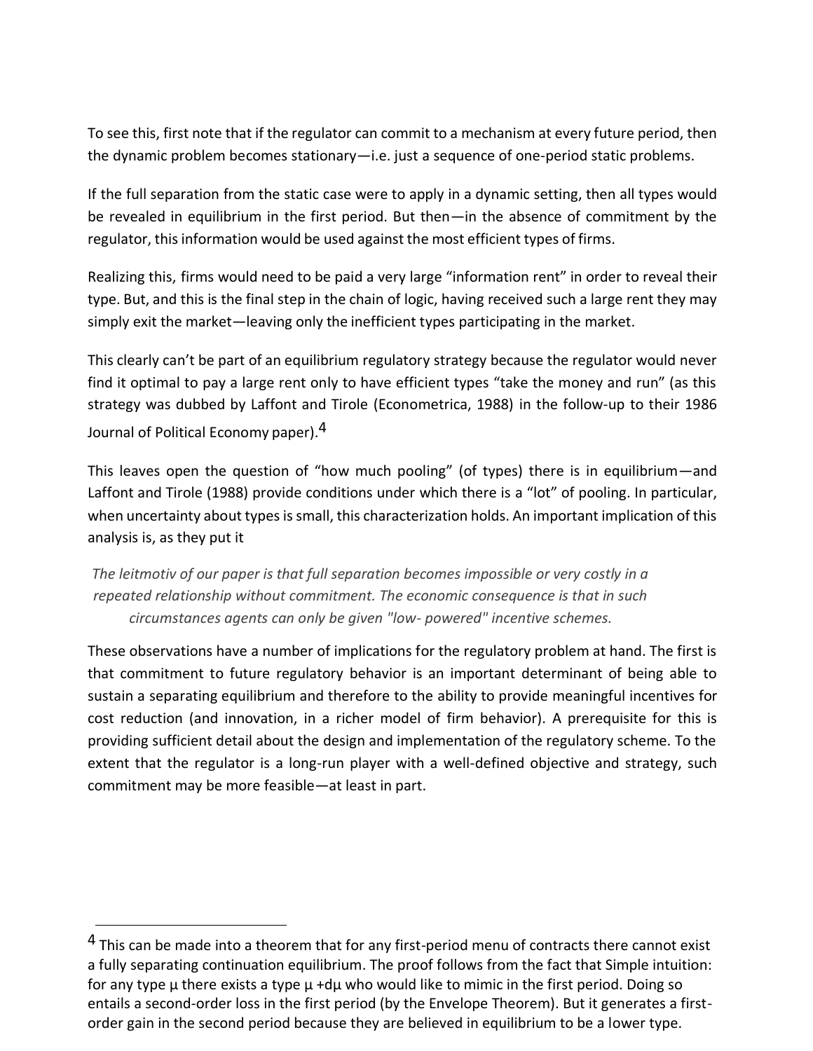To see this, first note that if the regulator can commit to a mechanism at every future period, then the dynamic problem becomes stationary—i.e. just a sequence of one-period static problems.

If the full separation from the static case were to apply in a dynamic setting, then all types would be revealed in equilibrium in the first period. But then—in the absence of commitment by the regulator, this information would be used against the most efficient types of firms.

Realizing this, firms would need to be paid a very large "information rent" in order to reveal their type. But, and this is the final step in the chain of logic, having received such a large rent they may simply exit the market—leaving only the inefficient types participating in the market.

This clearly can't be part of an equilibrium regulatory strategy because the regulator would never find it optimal to pay a large rent only to have efficient types "take the money and run" (as this strategy was dubbed by Laffont and Tirole (Econometrica, 1988) in the follow-up to their 1986 Journal of Political Economy paper).[4]

This leaves open the question of "how much pooling" (of types) there is in equilibrium—and Laffont and Tirole (1988) provide conditions under which there is a "lot" of pooling. In particular, when uncertainty about types is small, this characterization holds. An important implication of this analysis is, as they put it

> *The leitmotiv of our paper is that full separation becomes impossible or very costly in a repeated relationship without commitment. The economic consequence is that in such circumstances agents can only be given "low- powered" incentive schemes.*

These observations have a number of implications for the regulatory problem at hand. The first is that commitment to future regulatory behavior is an important determinant of being able to sustain a separating equilibrium and therefore to the ability to provide meaningful incentives for cost reduction (and innovation, in a richer model of firm behavior). A prerequisite for this is providing sufficient detail about the design and implementation of the regulatory scheme. To the extent that the regulator is a long-run player with a well-defined objective and strategy, such commitment may be more feasible—at least in part.

---

[4] This can be made into a theorem that for any first-period menu of contracts there cannot exist a fully separating continuation equilibrium. The proof follows from the fact that Simple intuition: for any type $\mu$ there exists a type $\mu + d\mu$ who would like to mimic in the first period. Doing so entails a second-order loss in the first period (by the Envelope Theorem). But it generates a first-order gain in the second period because they are believed in equilibrium to be a lower type.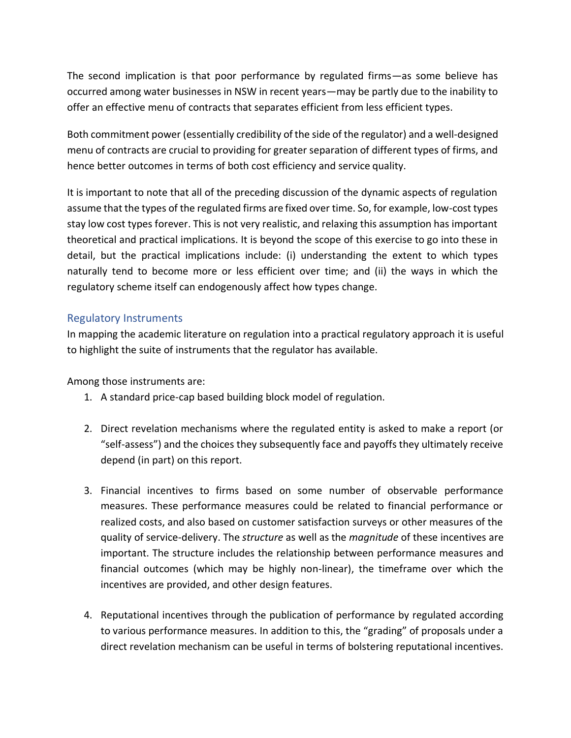The second implication is that poor performance by regulated firms—as some believe has occurred among water businesses in NSW in recent years—may be partly due to the inability to offer an effective menu of contracts that separates efficient from less efficient types.

Both commitment power (essentially credibility of the side of the regulator) and a well-designed menu of contracts are crucial to providing for greater separation of different types of firms, and hence better outcomes in terms of both cost efficiency and service quality.

It is important to note that all of the preceding discussion of the dynamic aspects of regulation assume that the types of the regulated firms are fixed over time. So, for example, low-cost types stay low cost types forever. This is not very realistic, and relaxing this assumption has important theoretical and practical implications. It is beyond the scope of this exercise to go into these in detail, but the practical implications include: (i) understanding the extent to which types naturally tend to become more or less efficient over time; and (ii) the ways in which the regulatory scheme itself can endogenously affect how types change.

## Regulatory Instruments

In mapping the academic literature on regulation into a practical regulatory approach it is useful to highlight the suite of instruments that the regulator has available.

Among those instruments are:

1. A standard price-cap based building block model of regulation.

2. Direct revelation mechanisms where the regulated entity is asked to make a report (or "self-assess") and the choices they subsequently face and payoffs they ultimately receive depend (in part) on this report.

3. Financial incentives to firms based on some number of observable performance measures. These performance measures could be related to financial performance or realized costs, and also based on customer satisfaction surveys or other measures of the quality of service-delivery. The *structure* as well as the *magnitude* of these incentives are important. The structure includes the relationship between performance measures and financial outcomes (which may be highly non-linear), the timeframe over which the incentives are provided, and other design features.

4. Reputational incentives through the publication of performance by regulated according to various performance measures. In addition to this, the "grading" of proposals under a direct revelation mechanism can be useful in terms of bolstering reputational incentives.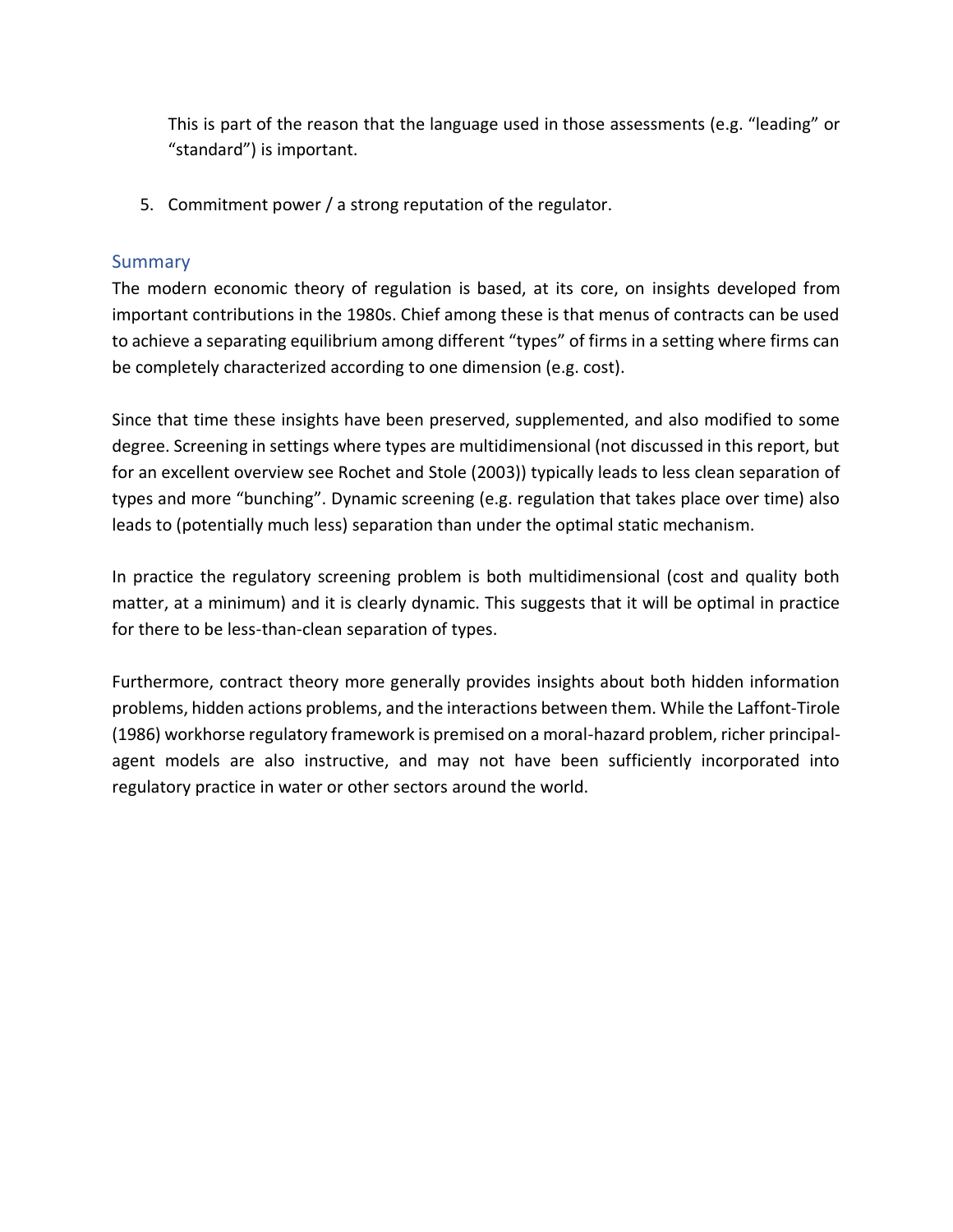This is part of the reason that the language used in those assessments (e.g. "leading" or "standard") is important.

5. Commitment power / a strong reputation of the regulator.

## Summary

The modern economic theory of regulation is based, at its core, on insights developed from important contributions in the 1980s. Chief among these is that menus of contracts can be used to achieve a separating equilibrium among different "types" of firms in a setting where firms can be completely characterized according to one dimension (e.g. cost).

Since that time these insights have been preserved, supplemented, and also modified to some degree. Screening in settings where types are multidimensional (not discussed in this report, but for an excellent overview see Rochet and Stole (2003)) typically leads to less clean separation of types and more "bunching". Dynamic screening (e.g. regulation that takes place over time) also leads to (potentially much less) separation than under the optimal static mechanism.

In practice the regulatory screening problem is both multidimensional (cost and quality both matter, at a minimum) and it is clearly dynamic. This suggests that it will be optimal in practice for there to be less-than-clean separation of types.

Furthermore, contract theory more generally provides insights about both hidden information problems, hidden actions problems, and the interactions between them. While the Laffont-Tirole (1986) workhorse regulatory framework is premised on a moral-hazard problem, richer principal-agent models are also instructive, and may not have been sufficiently incorporated into regulatory practice in water or other sectors around the world.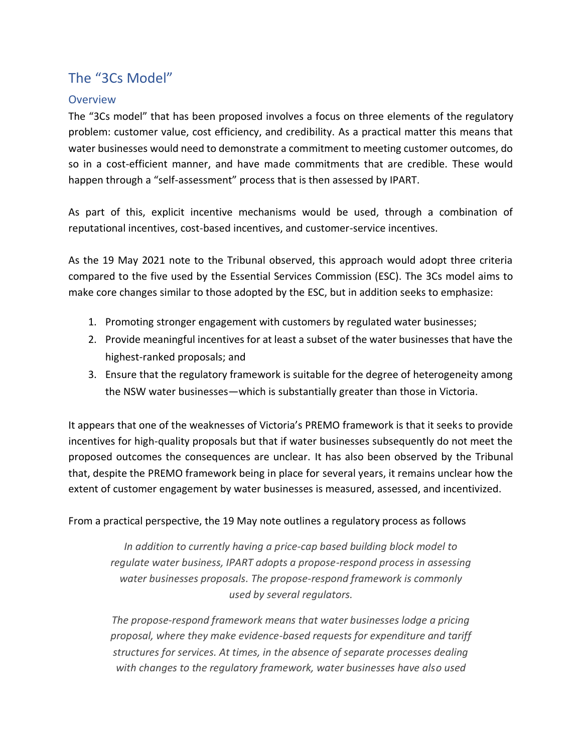## The "3Cs Model"

### Overview

The "3Cs model" that has been proposed involves a focus on three elements of the regulatory problem: customer value, cost efficiency, and credibility. As a practical matter this means that water businesses would need to demonstrate a commitment to meeting customer outcomes, do so in a cost-efficient manner, and have made commitments that are credible. These would happen through a "self-assessment" process that is then assessed by IPART.

As part of this, explicit incentive mechanisms would be used, through a combination of reputational incentives, cost-based incentives, and customer-service incentives.

As the 19 May 2021 note to the Tribunal observed, this approach would adopt three criteria compared to the five used by the Essential Services Commission (ESC). The 3Cs model aims to make core changes similar to those adopted by the ESC, but in addition seeks to emphasize:

1. Promoting stronger engagement with customers by regulated water businesses;
2. Provide meaningful incentives for at least a subset of the water businesses that have the highest-ranked proposals; and
3. Ensure that the regulatory framework is suitable for the degree of heterogeneity among the NSW water businesses—which is substantially greater than those in Victoria.

It appears that one of the weaknesses of Victoria's PREMO framework is that it seeks to provide incentives for high-quality proposals but that if water businesses subsequently do not meet the proposed outcomes the consequences are unclear. It has also been observed by the Tribunal that, despite the PREMO framework being in place for several years, it remains unclear how the extent of customer engagement by water businesses is measured, assessed, and incentivized.

From a practical perspective, the 19 May note outlines a regulatory process as follows

> *In addition to currently having a price-cap based building block model to regulate water business, IPART adopts a propose-respond process in assessing water businesses proposals. The propose-respond framework is commonly used by several regulators.*
>
> *The propose-respond framework means that water businesses lodge a pricing proposal, where they make evidence-based requests for expenditure and tariff structures for services. At times, in the absence of separate processes dealing with changes to the regulatory framework, water businesses have also used*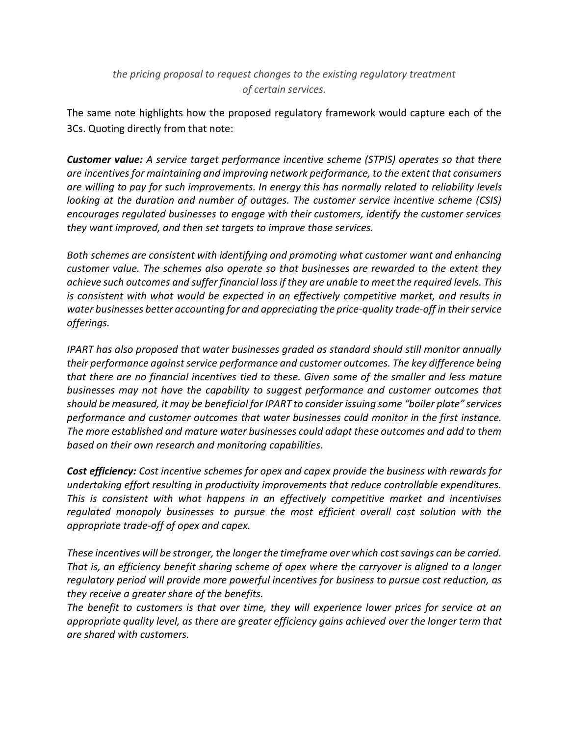*the pricing proposal to request changes to the existing regulatory treatment of certain services.*

The same note highlights how the proposed regulatory framework would capture each of the 3Cs. Quoting directly from that note:

***Customer value:*** *A service target performance incentive scheme (STPIS) operates so that there are incentives for maintaining and improving network performance, to the extent that consumers are willing to pay for such improvements. In energy this has normally related to reliability levels looking at the duration and number of outages. The customer service incentive scheme (CSIS) encourages regulated businesses to engage with their customers, identify the customer services they want improved, and then set targets to improve those services.*

*Both schemes are consistent with identifying and promoting what customer want and enhancing customer value. The schemes also operate so that businesses are rewarded to the extent they achieve such outcomes and suffer financial loss if they are unable to meet the required levels. This is consistent with what would be expected in an effectively competitive market, and results in water businesses better accounting for and appreciating the price-quality trade-off in their service offerings.*

*IPART has also proposed that water businesses graded as standard should still monitor annually their performance against service performance and customer outcomes. The key difference being that there are no financial incentives tied to these. Given some of the smaller and less mature businesses may not have the capability to suggest performance and customer outcomes that should be measured, it may be beneficial for IPART to consider issuing some "boiler plate" services performance and customer outcomes that water businesses could monitor in the first instance. The more established and mature water businesses could adapt these outcomes and add to them based on their own research and monitoring capabilities.*

***Cost efficiency:*** *Cost incentive schemes for opex and capex provide the business with rewards for undertaking effort resulting in productivity improvements that reduce controllable expenditures. This is consistent with what happens in an effectively competitive market and incentivises regulated monopoly businesses to pursue the most efficient overall cost solution with the appropriate trade-off of opex and capex.*

*These incentives will be stronger, the longer the timeframe over which cost savings can be carried. That is, an efficiency benefit sharing scheme of opex where the carryover is aligned to a longer regulatory period will provide more powerful incentives for business to pursue cost reduction, as they receive a greater share of the benefits.*
*The benefit to customers is that over time, they will experience lower prices for service at an appropriate quality level, as there are greater efficiency gains achieved over the longer term that are shared with customers.*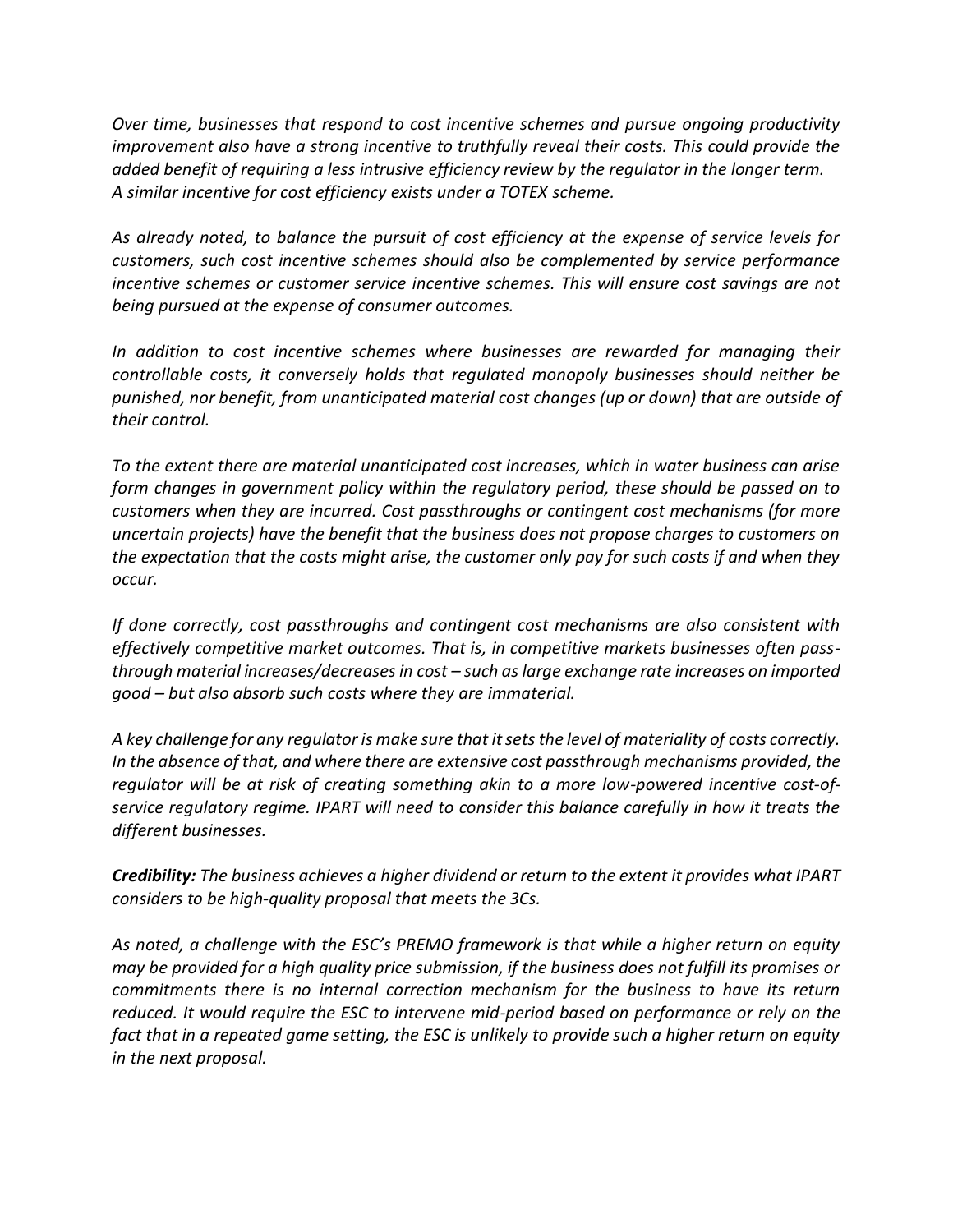*Over time, businesses that respond to cost incentive schemes and pursue ongoing productivity improvement also have a strong incentive to truthfully reveal their costs. This could provide the added benefit of requiring a less intrusive efficiency review by the regulator in the longer term. A similar incentive for cost efficiency exists under a TOTEX scheme.*

*As already noted, to balance the pursuit of cost efficiency at the expense of service levels for customers, such cost incentive schemes should also be complemented by service performance incentive schemes or customer service incentive schemes. This will ensure cost savings are not being pursued at the expense of consumer outcomes.*

*In addition to cost incentive schemes where businesses are rewarded for managing their controllable costs, it conversely holds that regulated monopoly businesses should neither be punished, nor benefit, from unanticipated material cost changes (up or down) that are outside of their control.*

*To the extent there are material unanticipated cost increases, which in water business can arise form changes in government policy within the regulatory period, these should be passed on to customers when they are incurred. Cost passthroughs or contingent cost mechanisms (for more uncertain projects) have the benefit that the business does not propose charges to customers on the expectation that the costs might arise, the customer only pay for such costs if and when they occur.*

*If done correctly, cost passthroughs and contingent cost mechanisms are also consistent with effectively competitive market outcomes. That is, in competitive markets businesses often pass-through material increases/decreases in cost – such as large exchange rate increases on imported good – but also absorb such costs where they are immaterial.*

*A key challenge for any regulator is make sure that it sets the level of materiality of costs correctly. In the absence of that, and where there are extensive cost passthrough mechanisms provided, the regulator will be at risk of creating something akin to a more low-powered incentive cost-of-service regulatory regime. IPART will need to consider this balance carefully in how it treats the different businesses.*

***Credibility:*** *The business achieves a higher dividend or return to the extent it provides what IPART considers to be high-quality proposal that meets the 3Cs.*

*As noted, a challenge with the ESC's PREMO framework is that while a higher return on equity may be provided for a high quality price submission, if the business does not fulfill its promises or commitments there is no internal correction mechanism for the business to have its return reduced. It would require the ESC to intervene mid-period based on performance or rely on the fact that in a repeated game setting, the ESC is unlikely to provide such a higher return on equity in the next proposal.*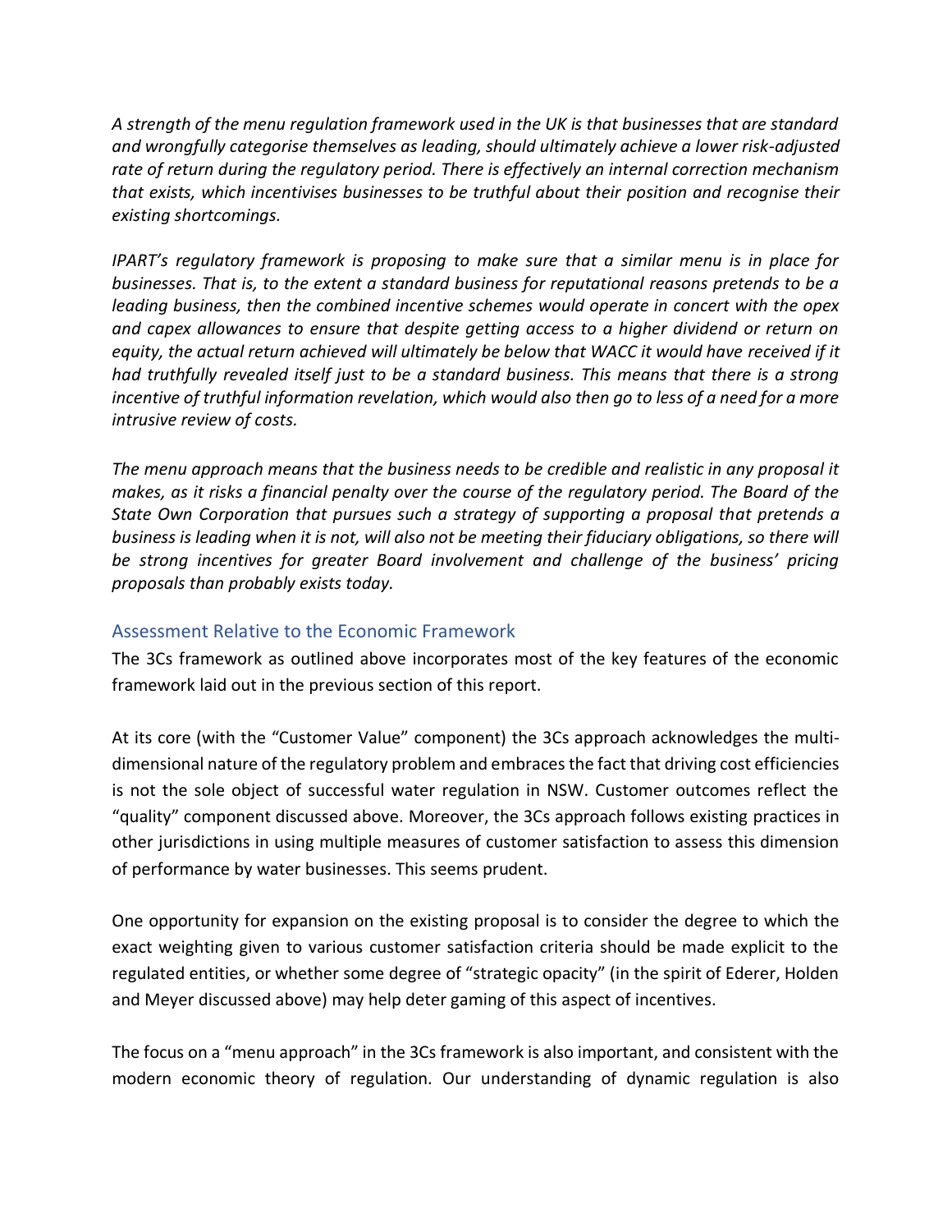*A strength of the menu regulation framework used in the UK is that businesses that are standard and wrongfully categorise themselves as leading, should ultimately achieve a lower risk-adjusted rate of return during the regulatory period. There is effectively an internal correction mechanism that exists, which incentivises businesses to be truthful about their position and recognise their existing shortcomings.*

*IPART's regulatory framework is proposing to make sure that a similar menu is in place for businesses. That is, to the extent a standard business for reputational reasons pretends to be a leading business, then the combined incentive schemes would operate in concert with the opex and capex allowances to ensure that despite getting access to a higher dividend or return on equity, the actual return achieved will ultimately be below that WACC it would have received if it had truthfully revealed itself just to be a standard business. This means that there is a strong incentive of truthful information revelation, which would also then go to less of a need for a more intrusive review of costs.*

*The menu approach means that the business needs to be credible and realistic in any proposal it makes, as it risks a financial penalty over the course of the regulatory period. The Board of the State Own Corporation that pursues such a strategy of supporting a proposal that pretends a business is leading when it is not, will also not be meeting their fiduciary obligations, so there will be strong incentives for greater Board involvement and challenge of the business' pricing proposals than probably exists today.*

## Assessment Relative to the Economic Framework

The 3Cs framework as outlined above incorporates most of the key features of the economic framework laid out in the previous section of this report.

At its core (with the "Customer Value" component) the 3Cs approach acknowledges the multi-dimensional nature of the regulatory problem and embraces the fact that driving cost efficiencies is not the sole object of successful water regulation in NSW. Customer outcomes reflect the "quality" component discussed above. Moreover, the 3Cs approach follows existing practices in other jurisdictions in using multiple measures of customer satisfaction to assess this dimension of performance by water businesses. This seems prudent.

One opportunity for expansion on the existing proposal is to consider the degree to which the exact weighting given to various customer satisfaction criteria should be made explicit to the regulated entities, or whether some degree of "strategic opacity" (in the spirit of Ederer, Holden and Meyer discussed above) may help deter gaming of this aspect of incentives.

The focus on a "menu approach" in the 3Cs framework is also important, and consistent with the modern economic theory of regulation. Our understanding of dynamic regulation is also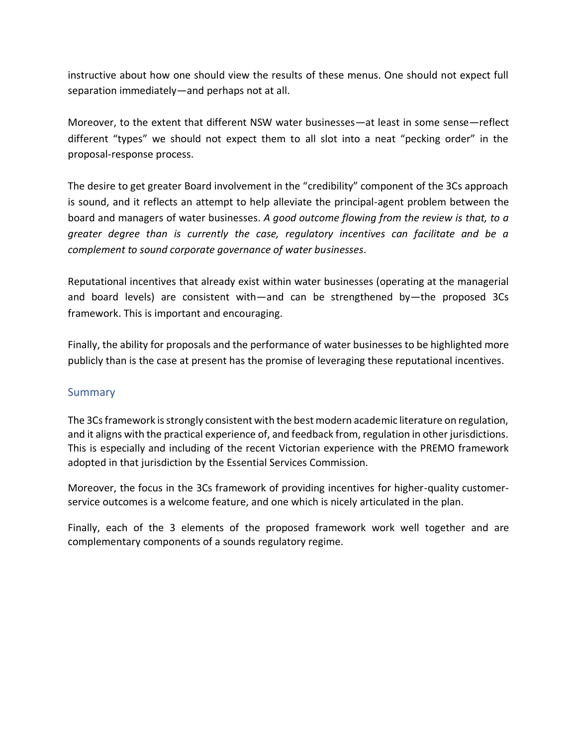instructive about how one should view the results of these menus. One should not expect full separation immediately—and perhaps not at all.

Moreover, to the extent that different NSW water businesses—at least in some sense—reflect different "types" we should not expect them to all slot into a neat "pecking order" in the proposal-response process.

The desire to get greater Board involvement in the "credibility" component of the 3Cs approach is sound, and it reflects an attempt to help alleviate the principal-agent problem between the board and managers of water businesses. *A good outcome flowing from the review is that, to a greater degree than is currently the case, regulatory incentives can facilitate and be a complement to sound corporate governance of water businesses*.

Reputational incentives that already exist within water businesses (operating at the managerial and board levels) are consistent with—and can be strengthened by—the proposed 3Cs framework. This is important and encouraging.

Finally, the ability for proposals and the performance of water businesses to be highlighted more publicly than is the case at present has the promise of leveraging these reputational incentives.

## Summary

The 3Cs framework is strongly consistent with the best modern academic literature on regulation, and it aligns with the practical experience of, and feedback from, regulation in other jurisdictions. This is especially and including of the recent Victorian experience with the PREMO framework adopted in that jurisdiction by the Essential Services Commission.

Moreover, the focus in the 3Cs framework of providing incentives for higher-quality customer-service outcomes is a welcome feature, and one which is nicely articulated in the plan.

Finally, each of the 3 elements of the proposed framework work well together and are complementary components of a sounds regulatory regime.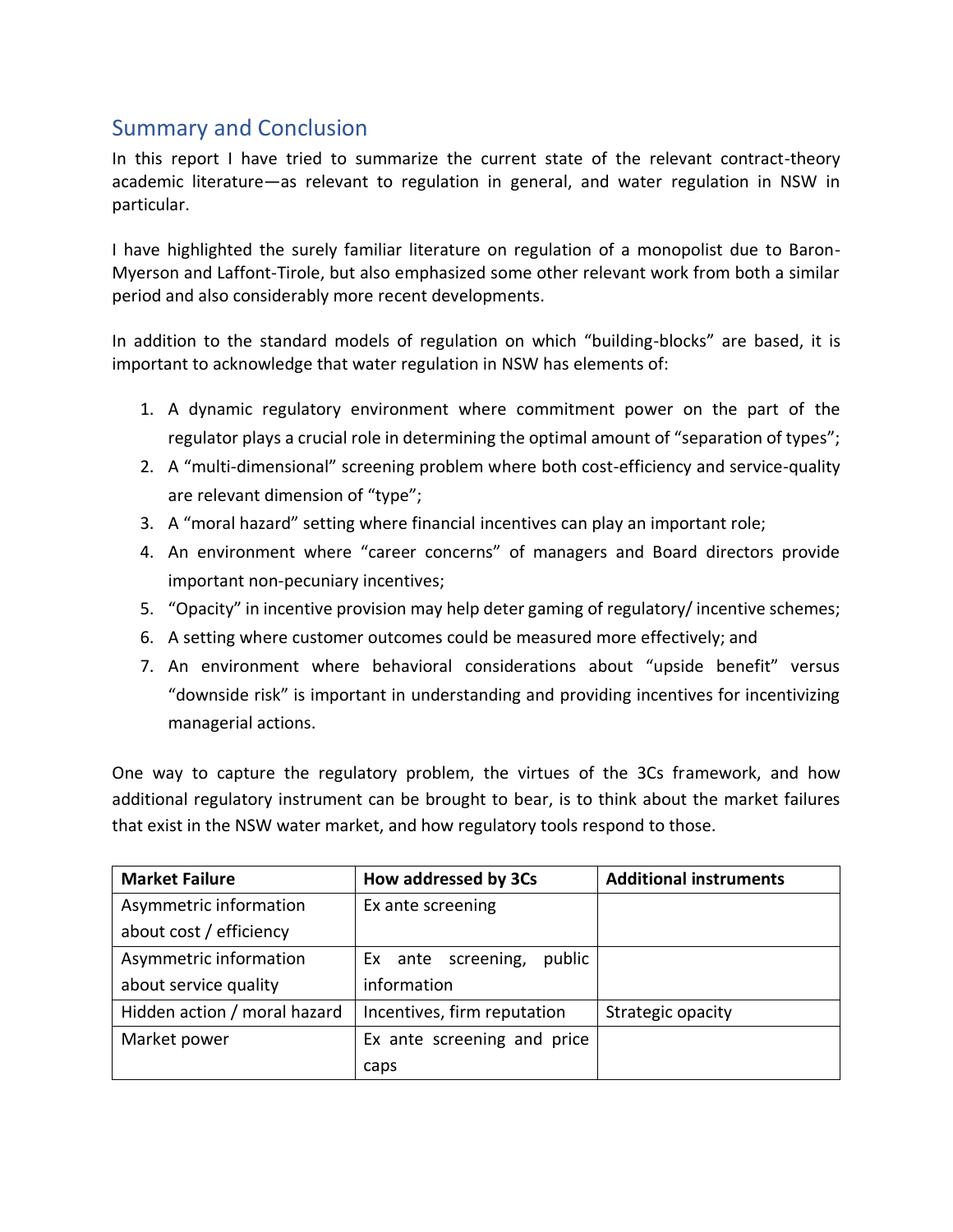## Summary and Conclusion

In this report I have tried to summarize the current state of the relevant contract-theory academic literature—as relevant to regulation in general, and water regulation in NSW in particular.

I have highlighted the surely familiar literature on regulation of a monopolist due to Baron-Myerson and Laffont-Tirole, but also emphasized some other relevant work from both a similar period and also considerably more recent developments.

In addition to the standard models of regulation on which "building-blocks" are based, it is important to acknowledge that water regulation in NSW has elements of:

1. A dynamic regulatory environment where commitment power on the part of the regulator plays a crucial role in determining the optimal amount of "separation of types";
2. A "multi-dimensional" screening problem where both cost-efficiency and service-quality are relevant dimension of "type";
3. A "moral hazard" setting where financial incentives can play an important role;
4. An environment where "career concerns" of managers and Board directors provide important non-pecuniary incentives;
5. "Opacity" in incentive provision may help deter gaming of regulatory/ incentive schemes;
6. A setting where customer outcomes could be measured more effectively; and
7. An environment where behavioral considerations about "upside benefit" versus "downside risk" is important in understanding and providing incentives for incentivizing managerial actions.

One way to capture the regulatory problem, the virtues of the 3Cs framework, and how additional regulatory instrument can be brought to bear, is to think about the market failures that exist in the NSW water market, and how regulatory tools respond to those.

| Market Failure | How addressed by 3Cs | Additional instruments |
|---|---|---|
| Asymmetric information about cost / efficiency | Ex ante screening | |
| Asymmetric information about service quality | Ex ante screening, public information | |
| Hidden action / moral hazard | Incentives, firm reputation | Strategic opacity |
| Market power | Ex ante screening and price caps | |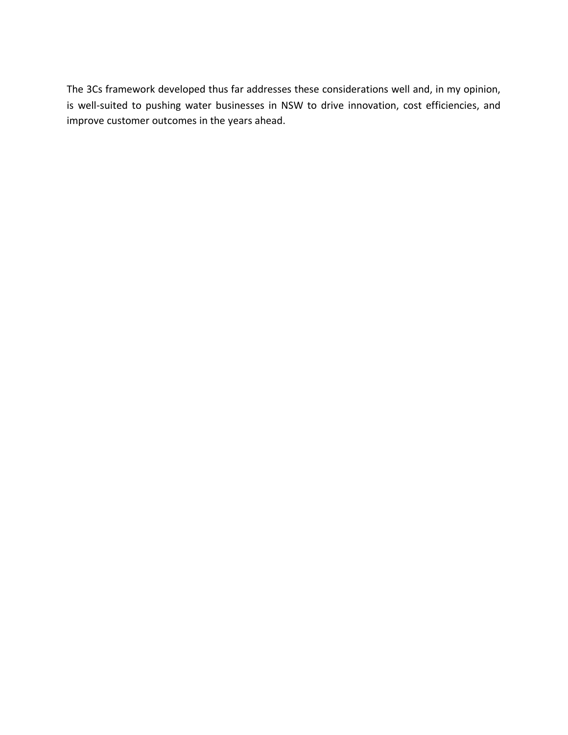The 3Cs framework developed thus far addresses these considerations well and, in my opinion, is well-suited to pushing water businesses in NSW to drive innovation, cost efficiencies, and improve customer outcomes in the years ahead.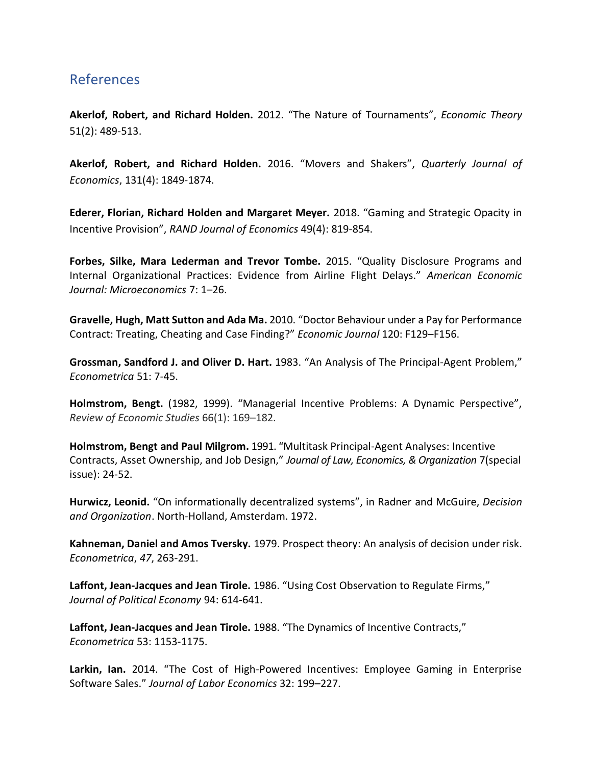## References

**Akerlof, Robert, and Richard Holden.** 2012. "The Nature of Tournaments", *Economic Theory* 51(2): 489-513.

**Akerlof, Robert, and Richard Holden.** 2016. "Movers and Shakers", *Quarterly Journal of Economics*, 131(4): 1849-1874.

**Ederer, Florian, Richard Holden and Margaret Meyer.** 2018. "Gaming and Strategic Opacity in Incentive Provision", *RAND Journal of Economics* 49(4): 819-854.

**Forbes, Silke, Mara Lederman and Trevor Tombe.** 2015. "Quality Disclosure Programs and Internal Organizational Practices: Evidence from Airline Flight Delays." *American Economic Journal: Microeconomics* 7: 1–26.

**Gravelle, Hugh, Matt Sutton and Ada Ma.** 2010. "Doctor Behaviour under a Pay for Performance Contract: Treating, Cheating and Case Finding?" *Economic Journal* 120: F129–F156.

**Grossman, Sandford J. and Oliver D. Hart.** 1983. "An Analysis of The Principal-Agent Problem," *Econometrica* 51: 7-45.

**Holmstrom, Bengt.** (1982, 1999). "Managerial Incentive Problems: A Dynamic Perspective", *Review of Economic Studies* 66(1): 169–182.

**Holmstrom, Bengt and Paul Milgrom.** 1991. "Multitask Principal-Agent Analyses: Incentive Contracts, Asset Ownership, and Job Design," *Journal of Law, Economics, & Organization* 7(special issue): 24-52.

**Hurwicz, Leonid.** "On informationally decentralized systems", in Radner and McGuire, *Decision and Organization*. North-Holland, Amsterdam. 1972.

**Kahneman, Daniel and Amos Tversky.** 1979. Prospect theory: An analysis of decision under risk. *Econometrica*, *47*, 263-291.

**Laffont, Jean-Jacques and Jean Tirole.** 1986. "Using Cost Observation to Regulate Firms," *Journal of Political Economy* 94: 614-641.

**Laffont, Jean-Jacques and Jean Tirole.** 1988. "The Dynamics of Incentive Contracts," *Econometrica* 53: 1153-1175.

**Larkin, Ian.** 2014. "The Cost of High-Powered Incentives: Employee Gaming in Enterprise Software Sales." *Journal of Labor Economics* 32: 199–227.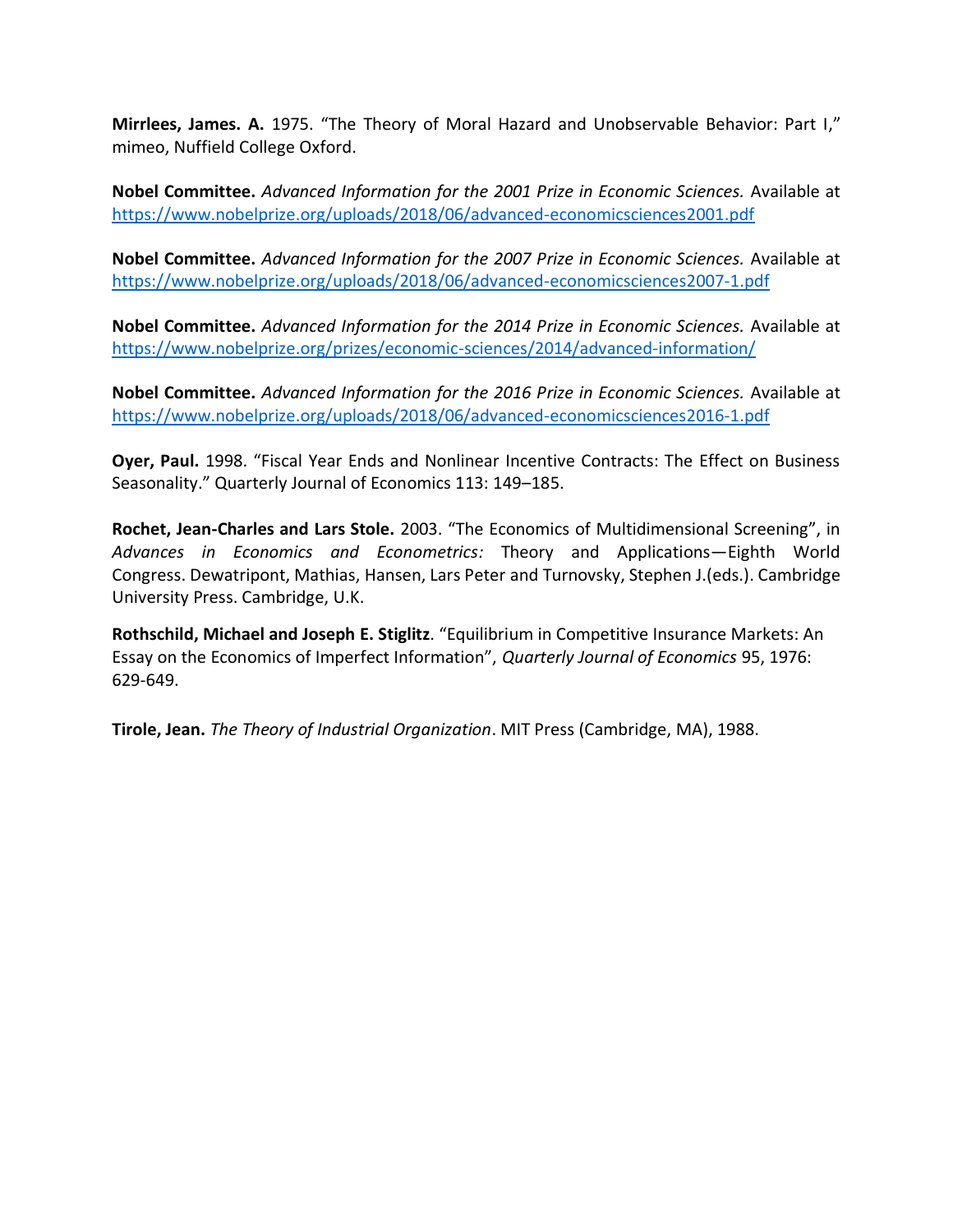**Mirrlees, James. A.** 1975. “The Theory of Moral Hazard and Unobservable Behavior: Part I,” mimeo, Nuffield College Oxford.

**Nobel Committee.** *Advanced Information for the 2001 Prize in Economic Sciences.* Available at https://www.nobelprize.org/uploads/2018/06/advanced-economicsciences2001.pdf

**Nobel Committee.** *Advanced Information for the 2007 Prize in Economic Sciences.* Available at https://www.nobelprize.org/uploads/2018/06/advanced-economicsciences2007-1.pdf

**Nobel Committee.** *Advanced Information for the 2014 Prize in Economic Sciences.* Available at https://www.nobelprize.org/prizes/economic-sciences/2014/advanced-information/

**Nobel Committee.** *Advanced Information for the 2016 Prize in Economic Sciences.* Available at https://www.nobelprize.org/uploads/2018/06/advanced-economicsciences2016-1.pdf

**Oyer, Paul.** 1998. “Fiscal Year Ends and Nonlinear Incentive Contracts: The Effect on Business Seasonality.” Quarterly Journal of Economics 113: 149–185.

**Rochet, Jean-Charles and Lars Stole.** 2003. “The Economics of Multidimensional Screening”, in *Advances in Economics and Econometrics:* Theory and Applications—Eighth World Congress. Dewatripont, Mathias, Hansen, Lars Peter and Turnovsky, Stephen J.(eds.). Cambridge University Press. Cambridge, U.K.

**Rothschild, Michael and Joseph E. Stiglitz**. “Equilibrium in Competitive Insurance Markets: An Essay on the Economics of Imperfect Information”, *Quarterly Journal of Economics* 95, 1976: 629-649.

**Tirole, Jean.** *The Theory of Industrial Organization*. MIT Press (Cambridge, MA), 1988.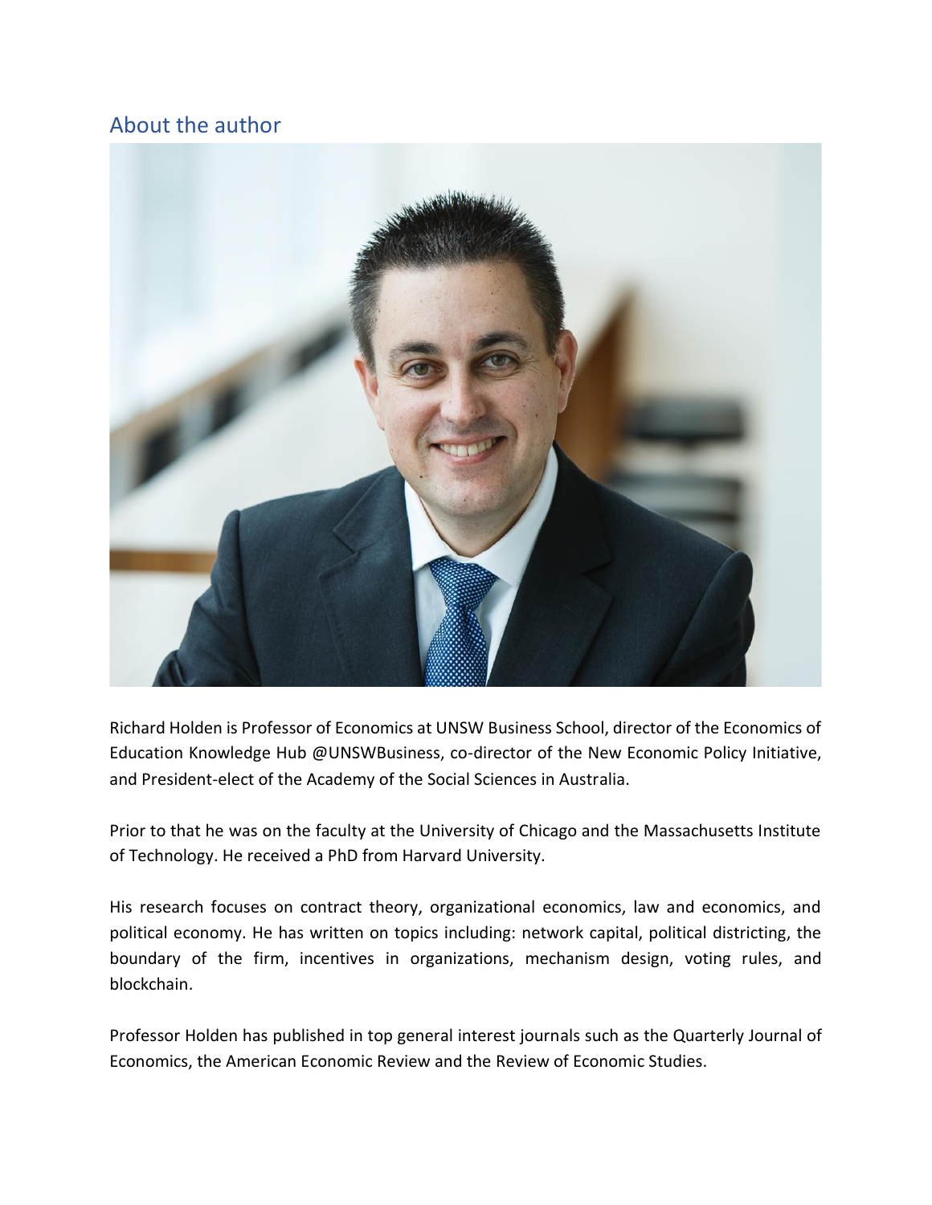## About the author

Richard Holden is Professor of Economics at UNSW Business School, director of the Economics of Education Knowledge Hub @UNSWBusiness, co-director of the New Economic Policy Initiative, and President-elect of the Academy of the Social Sciences in Australia.

Prior to that he was on the faculty at the University of Chicago and the Massachusetts Institute of Technology. He received a PhD from Harvard University.

His research focuses on contract theory, organizational economics, law and economics, and political economy. He has written on topics including: network capital, political districting, the boundary of the firm, incentives in organizations, mechanism design, voting rules, and blockchain.

Professor Holden has published in top general interest journals such as the Quarterly Journal of Economics, the American Economic Review and the Review of Economic Studies.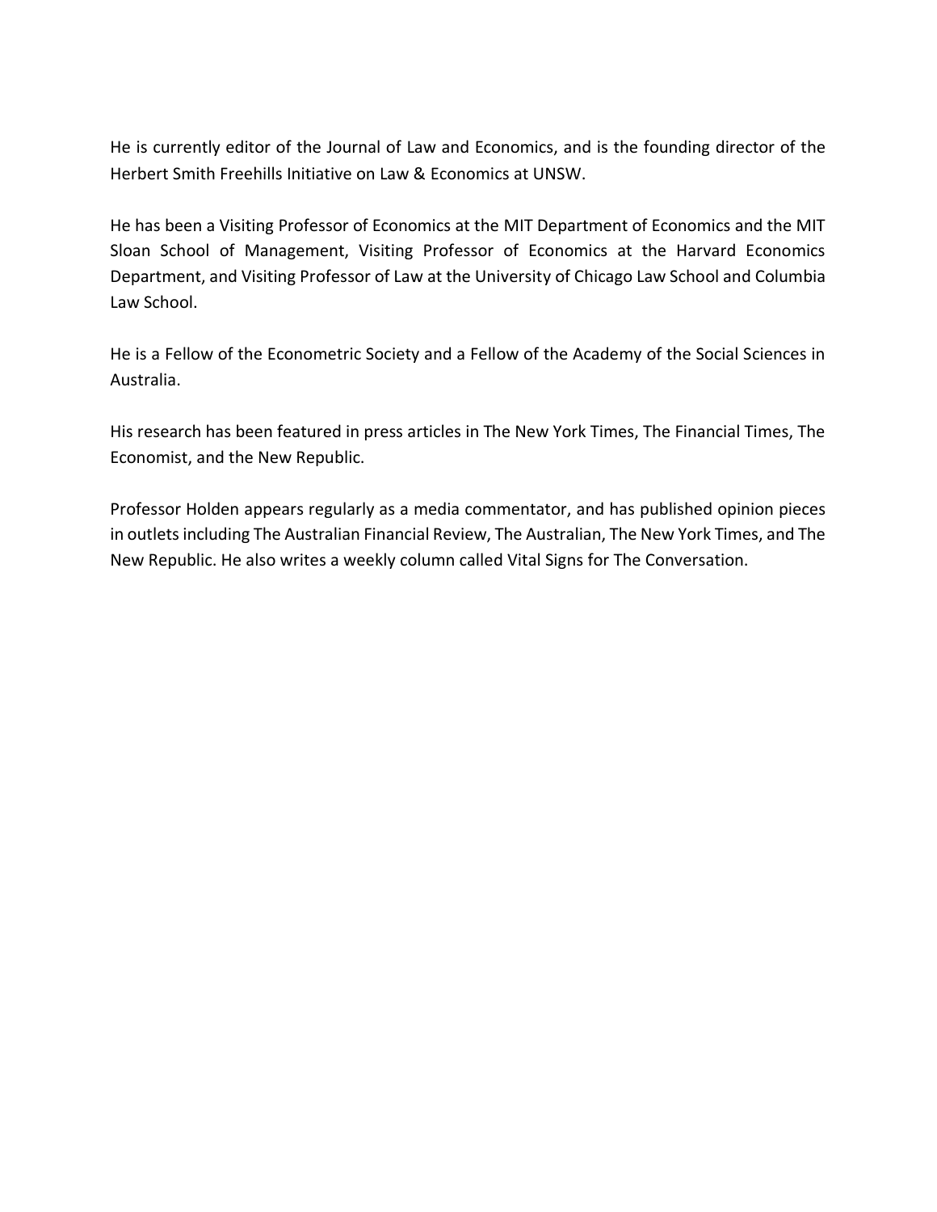He is currently editor of the Journal of Law and Economics, and is the founding director of the Herbert Smith Freehills Initiative on Law & Economics at UNSW.

He has been a Visiting Professor of Economics at the MIT Department of Economics and the MIT Sloan School of Management, Visiting Professor of Economics at the Harvard Economics Department, and Visiting Professor of Law at the University of Chicago Law School and Columbia Law School.

He is a Fellow of the Econometric Society and a Fellow of the Academy of the Social Sciences in Australia.

His research has been featured in press articles in The New York Times, The Financial Times, The Economist, and the New Republic.

Professor Holden appears regularly as a media commentator, and has published opinion pieces in outlets including The Australian Financial Review, The Australian, The New York Times, and The New Republic. He also writes a weekly column called Vital Signs for The Conversation.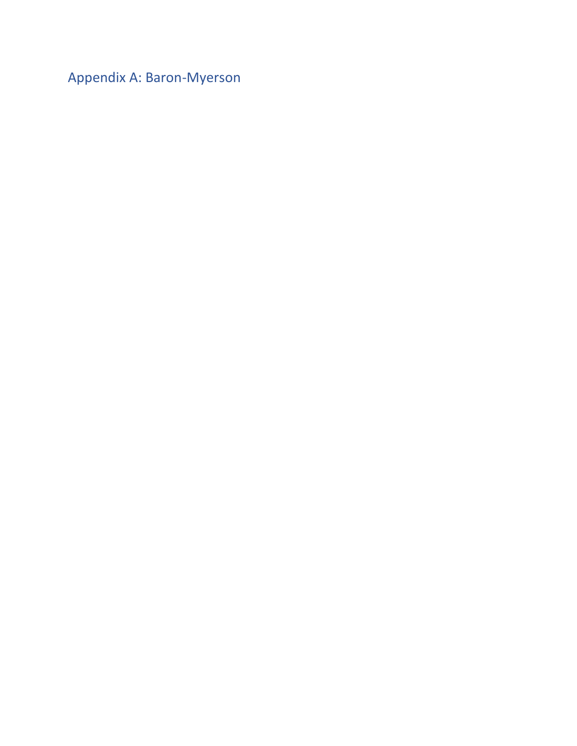## Appendix A: Baron-Myerson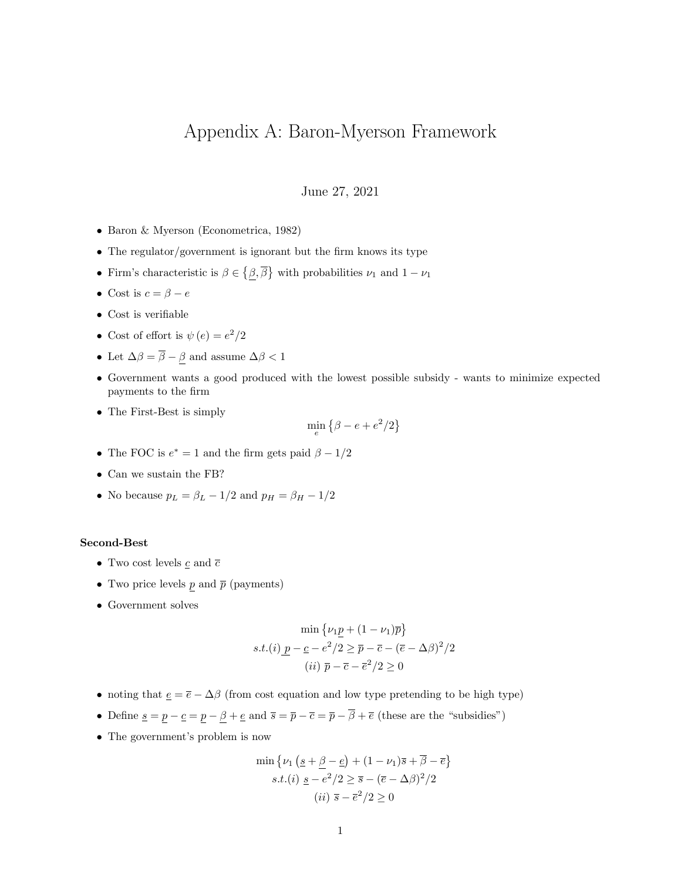# Appendix A: Baron-Myerson Framework

June 27, 2021

- Baron & Myerson (Econometrica, 1982)
- The regulator/government is ignorant but the firm knows its type
- Firm's characteristic is $\beta \in \{\underline{\beta}, \overline{\beta}\}$ with probabilities $\nu_1$ and $1 - \nu_1$
- Cost is $c = \beta - e$
- Cost is verifiable
- Cost of effort is $\psi(e) = e^2/2$
- Let $\Delta\beta = \overline{\beta} - \underline{\beta}$ and assume $\Delta\beta < 1$
- Government wants a good produced with the lowest possible subsidy - wants to minimize expected payments to the firm
- The First-Best is simply

$$\min_e \{\beta - e + e^2/2\}$$

- The FOC is $e^* = 1$ and the firm gets paid $\beta - 1/2$
- Can we sustain the FB?
- No because $p_L = \beta_L - 1/2$ and $p_H = \beta_H - 1/2$

**Second-Best**

- Two cost levels $\underline{c}$ and $\overline{c}$
- Two price levels $\underline{p}$ and $\overline{p}$ (payments)
- Government solves

$$\min \{\nu_1 \underline{p} + (1 - \nu_1)\overline{p}\}$$
$$s.t.(i)\ \underline{p} - \underline{c} - e^2/2 \geq \overline{p} - \overline{c} - (\overline{e} - \Delta\beta)^2/2$$
$$(ii)\ \overline{p} - \overline{c} - \overline{e}^2/2 \geq 0$$

- noting that $\underline{e} = \overline{e} - \Delta\beta$ (from cost equation and low type pretending to be high type)
- Define $\underline{s} = \underline{p} - \underline{c} = \underline{p} - \underline{\beta} + \underline{e}$ and $\overline{s} = \overline{p} - \overline{c} = \overline{p} - \overline{\beta} + \overline{e}$ (these are the "subsidies")
- The government's problem is now

$$\min \{\nu_1 (\underline{s} + \underline{\beta} - \underline{e}) + (1 - \nu_1)\overline{s} + \overline{\beta} - \overline{e}\}$$
$$s.t.(i)\ \underline{s} - e^2/2 \geq \overline{s} - (\overline{e} - \Delta\beta)^2/2$$
$$(ii)\ \overline{s} - \overline{e}^2/2 \geq 0$$